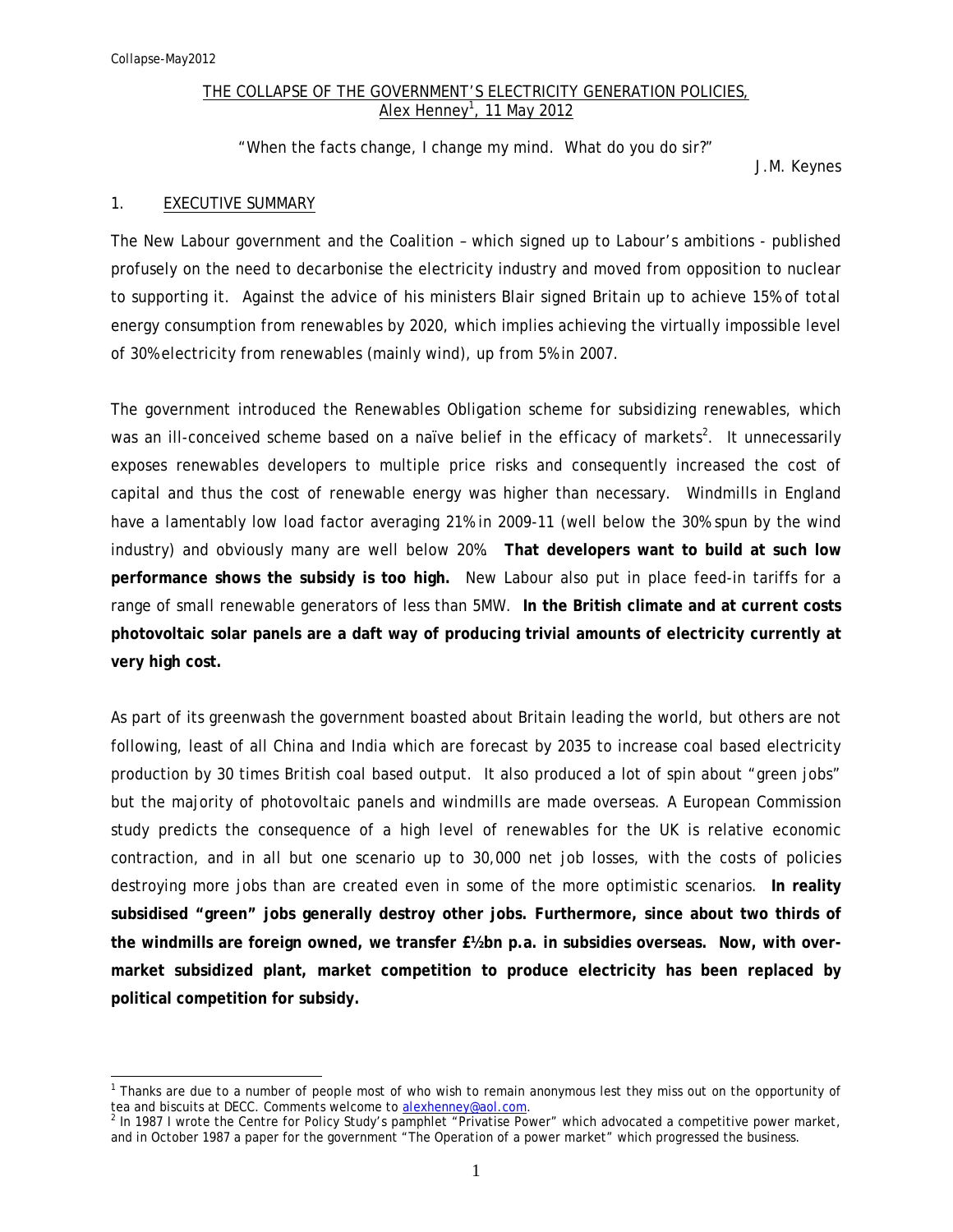# THE COLLAPSE OF THE GOVERNMENT'S ELECTRICITY GENERATION POLICIES, Alex Henney[1], 11 May 2012

"When the facts change, I change my mind. What do you do sir?"

J.M. Keynes

## 1. EXECUTIVE SUMMARY

The New Labour government and the Coalition – which signed up to Labour's ambitions - published profusely on the need to decarbonise the electricity industry and moved from opposition to nuclear to supporting it. Against the advice of his ministers Blair signed Britain up to achieve 15% of total energy consumption from renewables by 2020, which implies achieving the virtually impossible level of 30% electricity from renewables (mainly wind), up from 5% in 2007.

The government introduced the Renewables Obligation scheme for subsidizing renewables, which was an ill-conceived scheme based on a naïve belief in the efficacy of markets[2]. It unnecessarily exposes renewables developers to multiple price risks and consequently increased the cost of capital and thus the cost of renewable energy was higher than necessary. Windmills in England have a lamentably low load factor averaging 21% in 2009-11 (well below the 30% spun by the wind industry) and obviously many are well below 20%. **That developers want to build at such low performance shows the subsidy is too high.** New Labour also put in place feed-in tariffs for a range of small renewable generators of less than 5MW. **In the British climate and at current costs photovoltaic solar panels are a daft way of producing trivial amounts of electricity currently at very high cost.**

As part of its greenwash the government boasted about Britain leading the world, but others are not following, least of all China and India which are forecast by 2035 to increase coal based electricity production by 30 times British coal based output. It also produced a lot of spin about "green jobs" but the majority of photovoltaic panels and windmills are made overseas. A European Commission study predicts the consequence of a high level of renewables for the UK is relative economic contraction, and in all but one scenario up to 30,000 net job losses, with the costs of policies destroying more jobs than are created even in some of the more optimistic scenarios. **In reality subsidised "green" jobs generally destroy other jobs. Furthermore, since about two thirds of the windmills are foreign owned, we transfer £½bn p.a. in subsidies overseas. Now, with over-market subsidized plant, market competition to produce electricity has been replaced by political competition for subsidy.**

---

[1] Thanks are due to a number of people most of who wish to remain anonymous lest they miss out on the opportunity of tea and biscuits at DECC. Comments welcome to alexhenney@aol.com.

[2] In 1987 I wrote the Centre for Policy Study's pamphlet "Privatise Power" which advocated a competitive power market, and in October 1987 a paper for the government "The Operation of a power market" which progressed the business.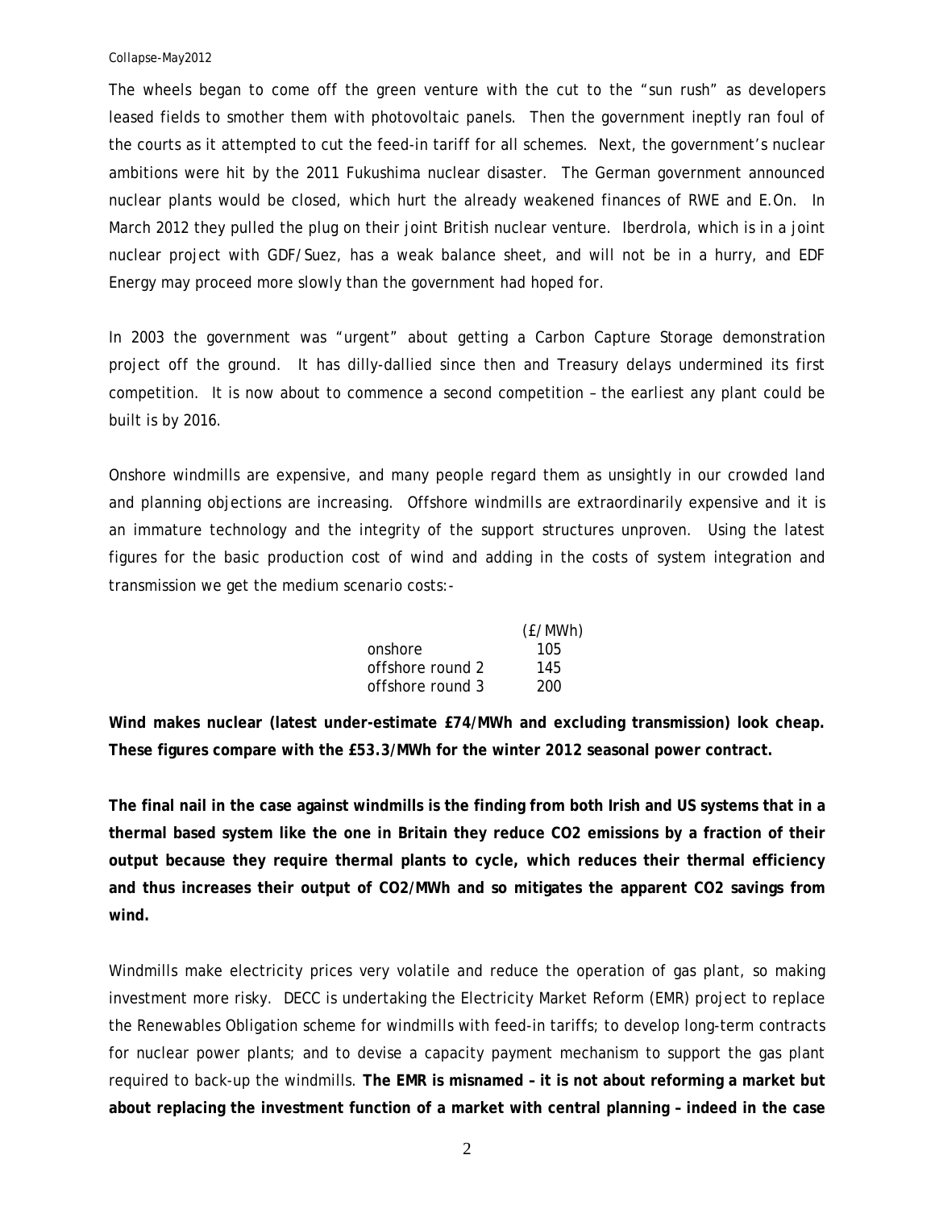The wheels began to come off the green venture with the cut to the "sun rush" as developers leased fields to smother them with photovoltaic panels. Then the government ineptly ran foul of the courts as it attempted to cut the feed-in tariff for all schemes. Next, the government's nuclear ambitions were hit by the 2011 Fukushima nuclear disaster. The German government announced nuclear plants would be closed, which hurt the already weakened finances of RWE and E.On. In March 2012 they pulled the plug on their joint British nuclear venture. Iberdrola, which is in a joint nuclear project with GDF/Suez, has a weak balance sheet, and will not be in a hurry, and EDF Energy may proceed more slowly than the government had hoped for.

In 2003 the government was "urgent" about getting a Carbon Capture Storage demonstration project off the ground. It has dilly-dallied since then and Treasury delays undermined its first competition. It is now about to commence a second competition – the earliest any plant could be built is by 2016.

Onshore windmills are expensive, and many people regard them as unsightly in our crowded land and planning objections are increasing. Offshore windmills are extraordinarily expensive and it is an immature technology and the integrity of the support structures unproven. Using the latest figures for the basic production cost of wind and adding in the costs of system integration and transmission we get the medium scenario costs:-

| | (£/MWh) |
|---|---|
| onshore | 105 |
| offshore round 2 | 145 |
| offshore round 3 | 200 |

**Wind makes nuclear (latest under-estimate £74/MWh and excluding transmission) look cheap. These figures compare with the £53.3/MWh for the winter 2012 seasonal power contract.**

**The final nail in the case against windmills is the finding from both Irish and US systems that in a thermal based system like the one in Britain they reduce $CO_2$ emissions by a fraction of their output because they require thermal plants to cycle, which reduces their thermal efficiency and thus increases their output of $CO_2$/MWh and so mitigates the apparent $CO_2$ savings from wind.**

Windmills make electricity prices very volatile and reduce the operation of gas plant, so making investment more risky. DECC is undertaking the Electricity Market Reform (EMR) project to replace the Renewables Obligation scheme for windmills with feed-in tariffs; to develop long-term contracts for nuclear power plants; and to devise a capacity payment mechanism to support the gas plant required to back-up the windmills. **The EMR is misnamed – it is not about reforming a market but about replacing the investment function of a market with central planning – indeed in the case**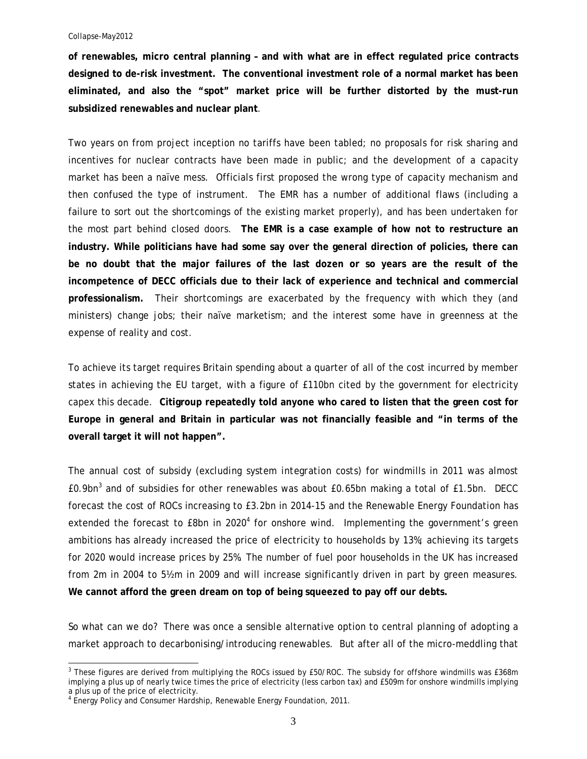**of renewables, micro central planning – and with what are in effect regulated price contracts designed to de-risk investment. The conventional investment role of a normal market has been eliminated, and also the "spot" market price will be further distorted by the must-run subsidized renewables and nuclear plant**.

Two years on from project inception no tariffs have been tabled; no proposals for risk sharing and incentives for nuclear contracts have been made in public; and the development of a capacity market has been a naïve mess. Officials first proposed the wrong type of capacity mechanism and then confused the type of instrument. The EMR has a number of additional flaws (including a failure to sort out the shortcomings of the existing market properly), and has been undertaken for the most part behind closed doors. **The EMR is a case example of how not to restructure an industry. While politicians have had some say over the general direction of policies, there can be no doubt that the major failures of the last dozen or so years are the result of the incompetence of DECC officials due to their lack of experience and technical and commercial professionalism.** Their shortcomings are exacerbated by the frequency with which they (and ministers) change jobs; their naïve marketism; and the interest some have in greenness at the expense of reality and cost.

To achieve its target requires Britain spending about a quarter of all of the cost incurred by member states in achieving the EU target, with a figure of £110bn cited by the government for electricity capex this decade. **Citigroup repeatedly told anyone who cared to listen that the green cost for Europe in general and Britain in particular was not financially feasible and "in terms of the overall target it will not happen".**

The annual cost of subsidy (excluding system integration costs) for windmills in 2011 was almost £0.9bn[3] and of subsidies for other renewables was about £0.65bn making a total of £1.5bn. DECC forecast the cost of ROCs increasing to £3.2bn in 2014-15 and the Renewable Energy Foundation has extended the forecast to £8bn in 2020[4] for onshore wind. Implementing the government's green ambitions has already increased the price of electricity to households by 13%; achieving its targets for 2020 would increase prices by 25%. The number of fuel poor households in the UK has increased from 2m in 2004 to 5½m in 2009 and will increase significantly driven in part by green measures. **We cannot afford the green dream on top of being squeezed to pay off our debts.**

So what can we do? There was once a sensible alternative option to central planning of adopting a market approach to decarbonising/introducing renewables. But after all of the micro-meddling that

---

[3] These figures are derived from multiplying the ROCs issued by £50/ROC. The subsidy for offshore windmills was £368m implying a plus up of nearly twice times the price of electricity (less carbon tax) and £509m for onshore windmills implying a plus up of the price of electricity.

[4] Energy Policy and Consumer Hardship, Renewable Energy Foundation, 2011.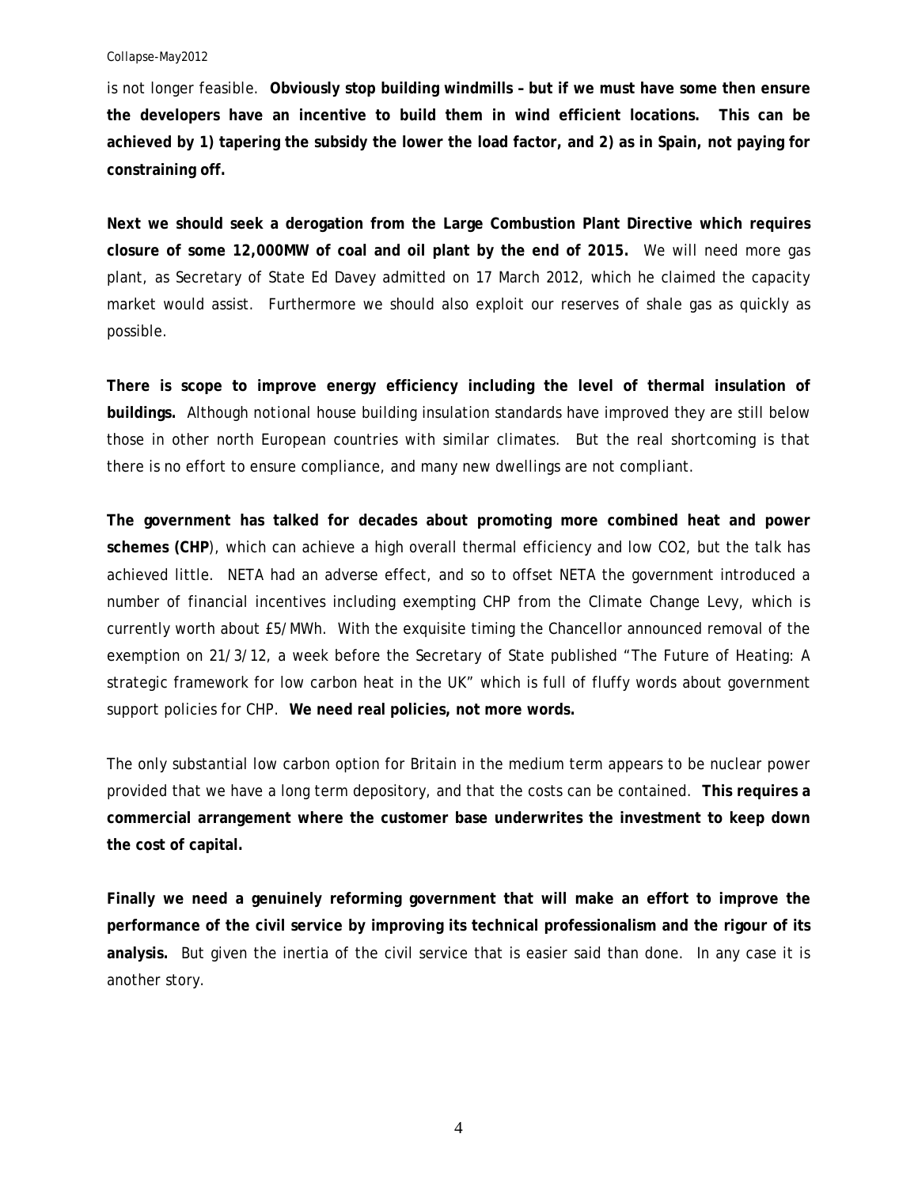is not longer feasible. **Obviously stop building windmills – but if we must have some then ensure the developers have an incentive to build them in wind efficient locations. This can be achieved by 1) tapering the subsidy the lower the load factor, and 2) as in Spain, not paying for constraining off.**

**Next we should seek a derogation from the Large Combustion Plant Directive which requires closure of some 12,000MW of coal and oil plant by the end of 2015.** We will need more gas plant, as Secretary of State Ed Davey admitted on 17 March 2012, which he claimed the capacity market would assist. Furthermore we should also exploit our reserves of shale gas as quickly as possible.

**There is scope to improve energy efficiency including the level of thermal insulation of buildings.** Although notional house building insulation standards have improved they are still below those in other north European countries with similar climates. But the real shortcoming is that there is no effort to ensure compliance, and many new dwellings are not compliant.

**The government has talked for decades about promoting more combined heat and power schemes (CHP**), which can achieve a high overall thermal efficiency and low $CO_2$, but the talk has achieved little. NETA had an adverse effect, and so to offset NETA the government introduced a number of financial incentives including exempting CHP from the Climate Change Levy, which is currently worth about £5/MWh. With the exquisite timing the Chancellor announced removal of the exemption on 21/3/12, a week before the Secretary of State published "The Future of Heating: A strategic framework for low carbon heat in the UK" which is full of fluffy words about government support policies for CHP. **We need real policies, not more words.**

The only substantial low carbon option for Britain in the medium term appears to be nuclear power provided that we have a long term depository, and that the costs can be contained. **This requires a commercial arrangement where the customer base underwrites the investment to keep down the cost of capital.**

**Finally we need a genuinely reforming government that will make an effort to improve the performance of the civil service by improving its technical professionalism and the rigour of its analysis.** But given the inertia of the civil service that is easier said than done. In any case it is another story.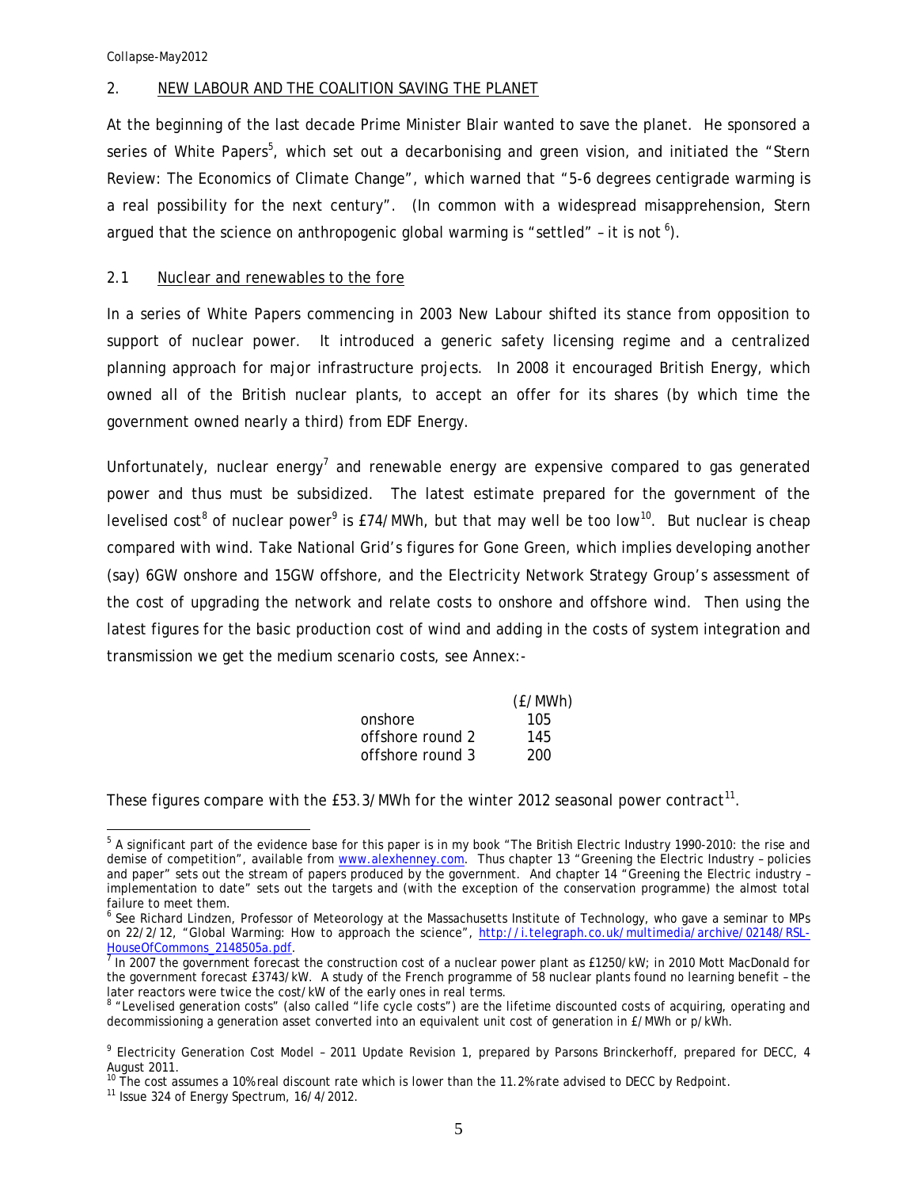## 2. NEW LABOUR AND THE COALITION SAVING THE PLANET

At the beginning of the last decade Prime Minister Blair wanted to save the planet. He sponsored a series of White Papers[5], which set out a decarbonising and green vision, and initiated the "Stern Review: The Economics of Climate Change", which warned that "5-6 degrees centigrade warming is a real possibility for the next century". (In common with a widespread misapprehension, Stern argued that the science on anthropogenic global warming is "settled" – it is not [6]).

### 2.1 Nuclear and renewables to the fore

In a series of White Papers commencing in 2003 New Labour shifted its stance from opposition to support of nuclear power. It introduced a generic safety licensing regime and a centralized planning approach for major infrastructure projects. In 2008 it encouraged British Energy, which owned all of the British nuclear plants, to accept an offer for its shares (by which time the government owned nearly a third) from EDF Energy.

Unfortunately, nuclear energy[7] and renewable energy are expensive compared to gas generated power and thus must be subsidized. The latest estimate prepared for the government of the levelised cost[8] of nuclear power[9] is £74/MWh, but that may well be too low[10]. But nuclear is cheap compared with wind. Take National Grid's figures for Gone Green, which implies developing another (say) 6GW onshore and 15GW offshore, and the Electricity Network Strategy Group's assessment of the cost of upgrading the network and relate costs to onshore and offshore wind. Then using the latest figures for the basic production cost of wind and adding in the costs of system integration and transmission we get the medium scenario costs, see Annex:-

| | (£/MWh) |
|---|---|
| onshore | 105 |
| offshore round 2 | 145 |
| offshore round 3 | 200 |

These figures compare with the £53.3/MWh for the winter 2012 seasonal power contract[11].

---

[5] A significant part of the evidence base for this paper is in my book "The British Electric Industry 1990-2010: the rise and demise of competition", available from www.alexhenney.com. Thus chapter 13 "Greening the Electric Industry – policies and paper" sets out the stream of papers produced by the government. And chapter 14 "Greening the Electric industry – implementation to date" sets out the targets and (with the exception of the conservation programme) the almost total failure to meet them.

[6] See Richard Lindzen, Professor of Meteorology at the Massachusetts Institute of Technology, who gave a seminar to MPs on 22/2/12, "Global Warming: How to approach the science", http://i.telegraph.co.uk/multimedia/archive/02148/RSL-HouseOfCommons_2148505a.pdf.

[7] In 2007 the government forecast the construction cost of a nuclear power plant as £1250/kW; in 2010 Mott MacDonald for the government forecast £3743/kW. A study of the French programme of 58 nuclear plants found no learning benefit – the later reactors were twice the cost/kW of the early ones in real terms.

[8] "Levelised generation costs" (also called "life cycle costs") are the lifetime discounted costs of acquiring, operating and decommissioning a generation asset converted into an equivalent unit cost of generation in £/MWh or p/kWh.

[9] Electricity Generation Cost Model – 2011 Update Revision 1, prepared by Parsons Brinckerhoff, prepared for DECC, 4 August 2011.

[10] The cost assumes a 10% real discount rate which is lower than the 11.2% rate advised to DECC by Redpoint.

[11] Issue 324 of Energy Spectrum, 16/4/2012.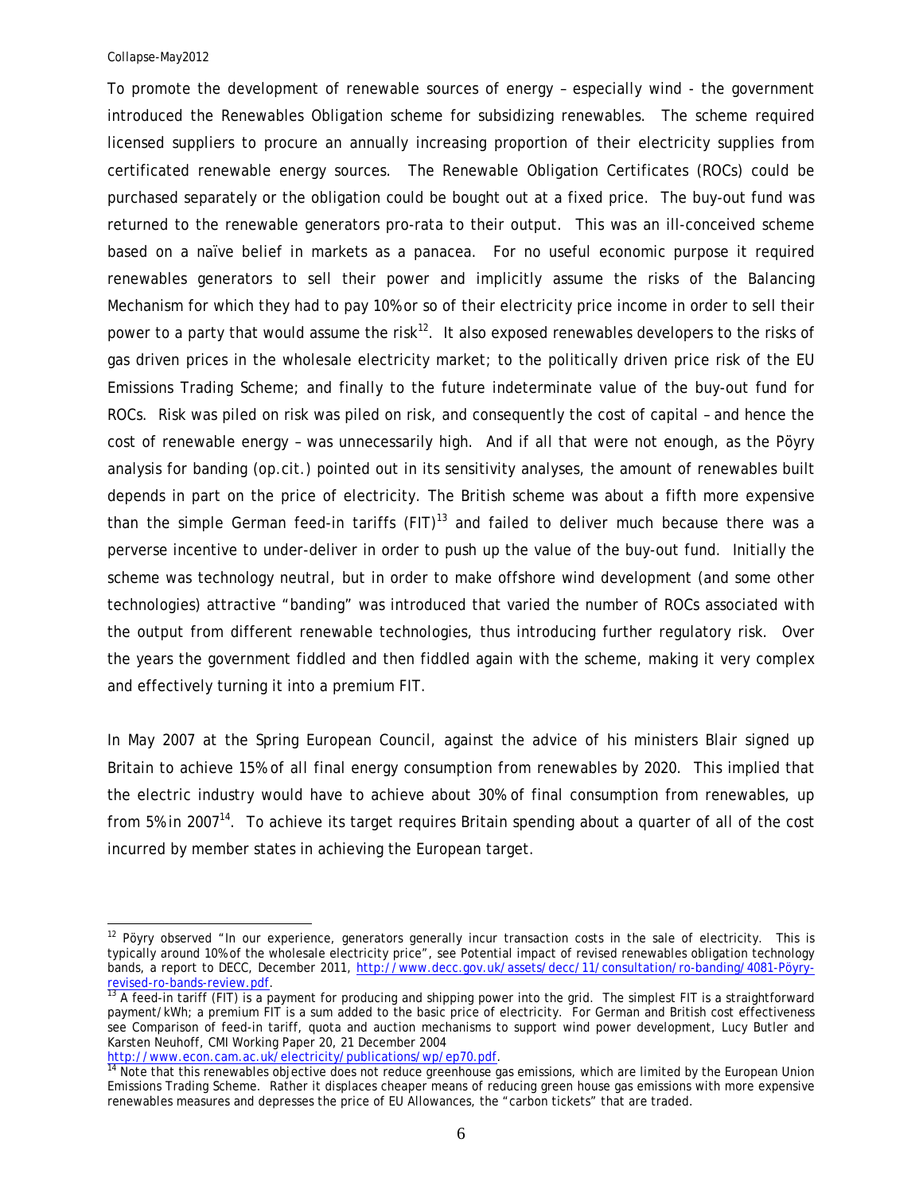To promote the development of renewable sources of energy – especially wind - the government introduced the Renewables Obligation scheme for subsidizing renewables. The scheme required licensed suppliers to procure an annually increasing proportion of their electricity supplies from certificated renewable energy sources. The Renewable Obligation Certificates (ROCs) could be purchased separately or the obligation could be bought out at a fixed price. The buy-out fund was returned to the renewable generators pro-rata to their output. This was an ill-conceived scheme based on a naïve belief in markets as a panacea. For no useful economic purpose it required renewables generators to sell their power and implicitly assume the risks of the Balancing Mechanism for which they had to pay 10% or so of their electricity price income in order to sell their power to a party that would assume the risk[12]. It also exposed renewables developers to the risks of gas driven prices in the wholesale electricity market; to the politically driven price risk of the EU Emissions Trading Scheme; and finally to the future indeterminate value of the buy-out fund for ROCs. Risk was piled on risk was piled on risk, and consequently the cost of capital – and hence the cost of renewable energy – was unnecessarily high. And if all that were not enough, as the Pöyry analysis for banding (op.cit.) pointed out in its sensitivity analyses, the amount of renewables built depends in part on the price of electricity. The British scheme was about a fifth more expensive than the simple German feed-in tariffs (FIT)[13] and failed to deliver much because there was a perverse incentive to under-deliver in order to push up the value of the buy-out fund. Initially the scheme was technology neutral, but in order to make offshore wind development (and some other technologies) attractive "banding" was introduced that varied the number of ROCs associated with the output from different renewable technologies, thus introducing further regulatory risk. Over the years the government fiddled and then fiddled again with the scheme, making it very complex and effectively turning it into a premium FIT.

In May 2007 at the Spring European Council, against the advice of his ministers Blair signed up Britain to achieve 15% of all final energy consumption from renewables by 2020. This implied that the electric industry would have to achieve about 30% of final consumption from renewables, up from 5% in 2007[14]. To achieve its target requires Britain spending about a quarter of all of the cost incurred by member states in achieving the European target.

---

[12] Pöyry observed "In our experience, generators generally incur transaction costs in the sale of electricity. This is typically around 10% of the wholesale electricity price", see Potential impact of revised renewables obligation technology bands, a report to DECC, December 2011, http://www.decc.gov.uk/assets/decc/11/consultation/ro-banding/4081-Pöyry-revised-ro-bands-review.pdf.

[13] A feed-in tariff (FIT) is a payment for producing and shipping power into the grid. The simplest FIT is a straightforward payment/kWh; a premium FIT is a sum added to the basic price of electricity. For German and British cost effectiveness see Comparison of feed-in tariff, quota and auction mechanisms to support wind power development, Lucy Butler and Karsten Neuhoff, CMI Working Paper 20, 21 December 2004 http://www.econ.cam.ac.uk/electricity/publications/wp/ep70.pdf.

[14] Note that this renewables objective does not reduce greenhouse gas emissions, which are limited by the European Union Emissions Trading Scheme. Rather it displaces cheaper means of reducing green house gas emissions with more expensive renewables measures and depresses the price of EU Allowances, the "carbon tickets" that are traded.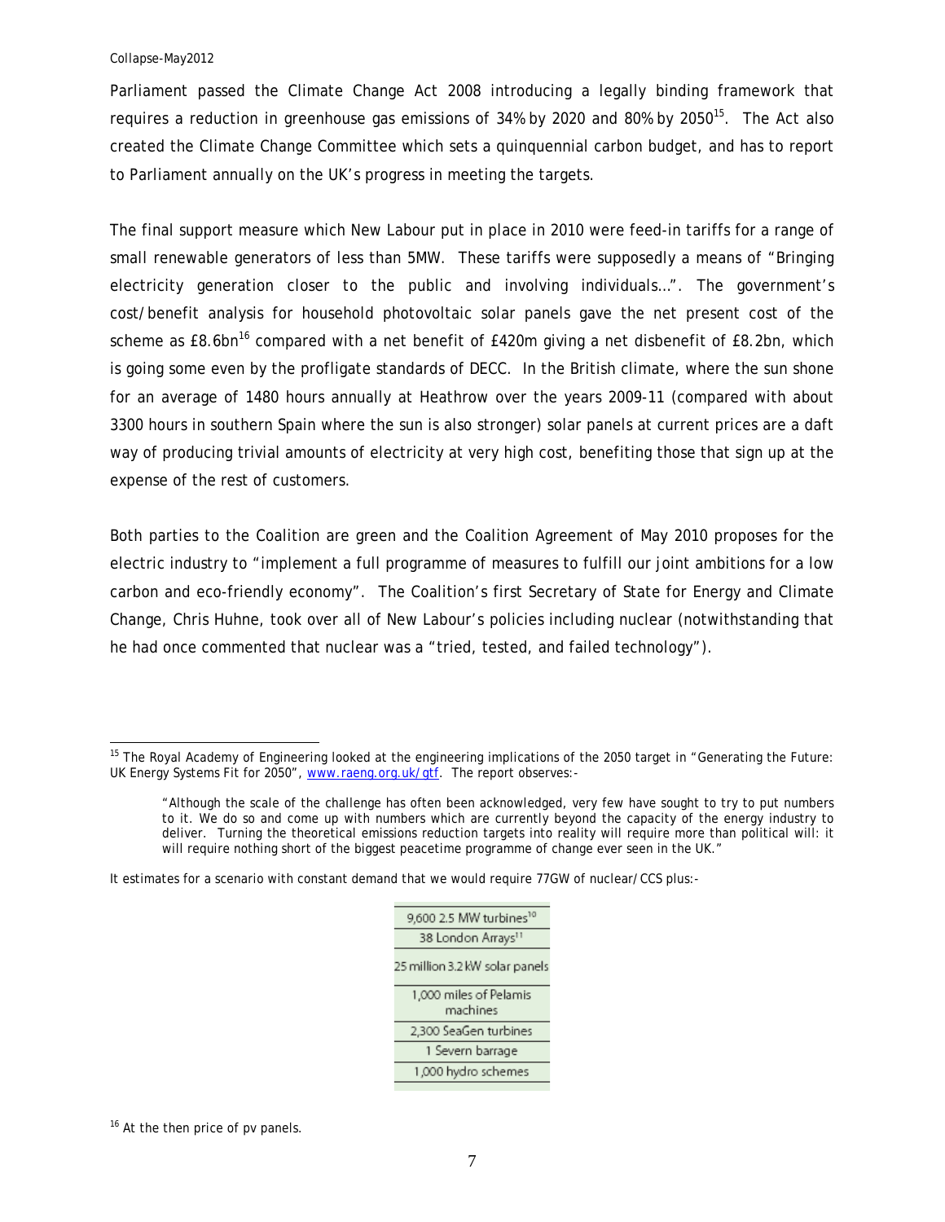Parliament passed the Climate Change Act 2008 introducing a legally binding framework that requires a reduction in greenhouse gas emissions of 34% by 2020 and 80% by 2050[15]. The Act also created the Climate Change Committee which sets a quinquennial carbon budget, and has to report to Parliament annually on the UK's progress in meeting the targets.

The final support measure which New Labour put in place in 2010 were feed-in tariffs for a range of small renewable generators of less than 5MW. These tariffs were supposedly a means of "Bringing electricity generation closer to the public and involving individuals…". The government's cost/benefit analysis for household photovoltaic solar panels gave the net present cost of the scheme as £8.6bn[16] compared with a net benefit of £420m giving a net disbenefit of £8.2bn, which is going some even by the profligate standards of DECC. In the British climate, where the sun shone for an average of 1480 hours annually at Heathrow over the years 2009-11 (compared with about 3300 hours in southern Spain where the sun is also stronger) solar panels at current prices are a daft way of producing trivial amounts of electricity at very high cost, benefiting those that sign up at the expense of the rest of customers.

Both parties to the Coalition are green and the Coalition Agreement of May 2010 proposes for the electric industry to "implement a full programme of measures to fulfill our joint ambitions for a low carbon and eco-friendly economy". The Coalition's first Secretary of State for Energy and Climate Change, Chris Huhne, took over all of New Labour's policies including nuclear (notwithstanding that he had once commented that nuclear was a "tried, tested, and failed technology").

---

[15] The Royal Academy of Engineering looked at the engineering implications of the 2050 target in "Generating the Future: UK Energy Systems Fit for 2050", www.raeng.org.uk/gtf. The report observes:-

> "Although the scale of the challenge has often been acknowledged, very few have sought to try to put numbers to it. We do so and come up with numbers which are currently beyond the capacity of the energy industry to deliver. Turning the theoretical emissions reduction targets into reality will require more than political will: it will require nothing short of the biggest peacetime programme of change ever seen in the UK."

It estimates for a scenario with constant demand that we would require 77GW of nuclear/CCS plus:-

| |
|---|
| 9,600 2.5 MW turbines[10] |
| 38 London Arrays[11] |
| 25 million 3.2 kW solar panels |
| 1,000 miles of Pelamis machines |
| 2,300 SeaGen turbines |
| 1 Severn barrage |
| 1,000 hydro schemes |

[16] At the then price of pv panels.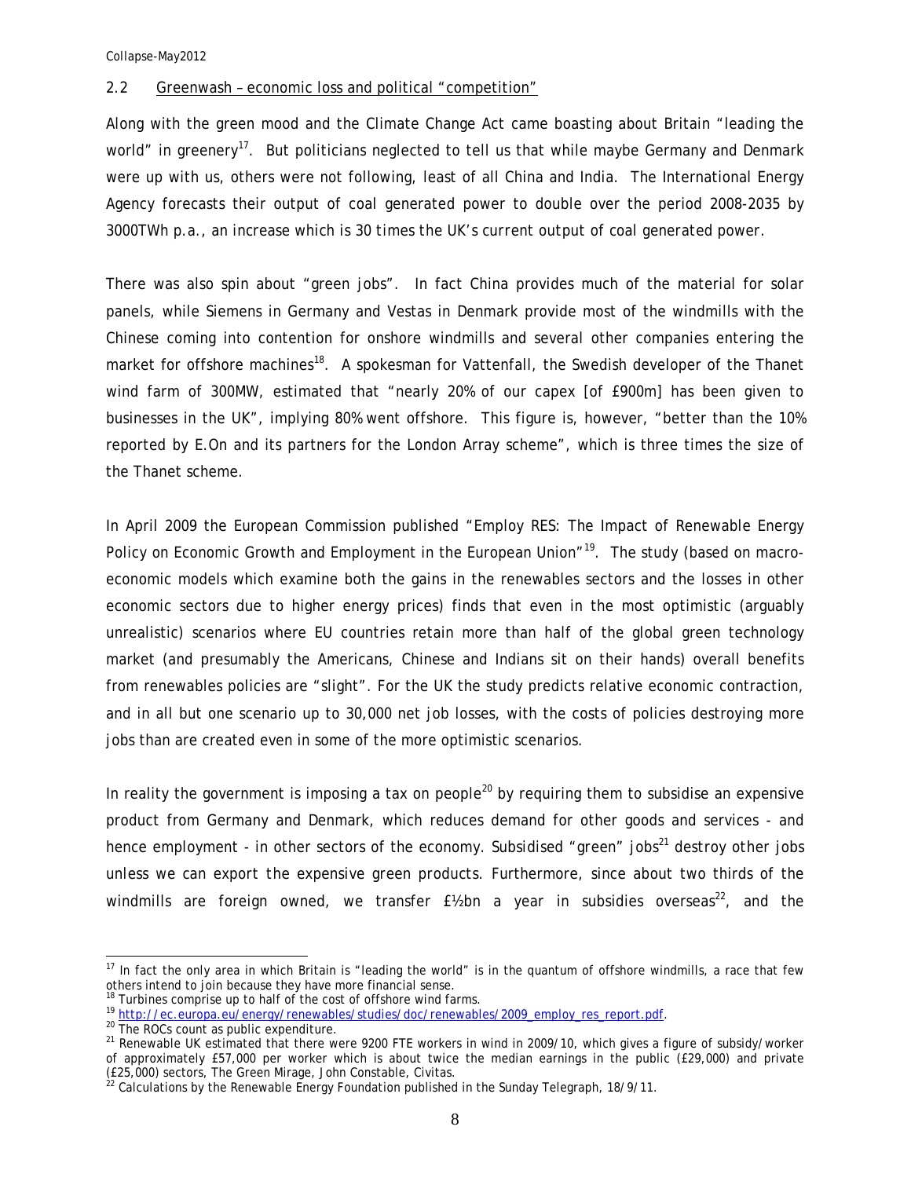## 2.2 Greenwash – economic loss and political "competition"

Along with the green mood and the Climate Change Act came boasting about Britain "leading the world" in greenery[17]. But politicians neglected to tell us that while maybe Germany and Denmark were up with us, others were not following, least of all China and India. The International Energy Agency forecasts their output of coal generated power to double over the period 2008-2035 by 3000TWh p.a., an increase which is *30 times the UK's current output of coal generated power.*

There was also spin about "green jobs". In fact China provides much of the material for solar panels, while Siemens in Germany and Vestas in Denmark provide most of the windmills with the Chinese coming into contention for onshore windmills and several other companies entering the market for offshore machines[18]. A spokesman for Vattenfall, the Swedish developer of the Thanet wind farm of 300MW, estimated that "nearly 20% of our capex [of £900m] has been given to businesses in the UK", implying 80% went offshore. This figure is, however, "better than the 10% reported by E.On and its partners for the London Array scheme", which is three times the size of the Thanet scheme.

In April 2009 the European Commission published "Employ RES: The Impact of Renewable Energy Policy on Economic Growth and Employment in the European Union"[19]. The study (based on macro-economic models which examine both the gains in the renewables sectors and the losses in other economic sectors due to higher energy prices) finds that even in the most optimistic (arguably unrealistic) scenarios where EU countries retain more than half of the global green technology market (and presumably the Americans, Chinese and Indians sit on their hands) overall benefits from renewables policies are "slight". For the UK the study predicts relative economic contraction, and in all but one scenario up to 30,000 net job losses, with the costs of policies destroying more jobs than are created even in some of the more optimistic scenarios.

In reality the government is imposing a tax on people[20] by requiring them to subsidise an expensive product from Germany and Denmark, which reduces demand for other goods and services - and hence employment - in other sectors of the economy. Subsidised "green" jobs[21] destroy other jobs unless we can export the expensive green products. Furthermore, since about two thirds of the windmills are foreign owned, we transfer £½bn a year in subsidies overseas[22], and the

---

[17] In fact the only area in which Britain is "leading the world" is in the quantum of offshore windmills, a race that few others intend to join because they have more financial sense.

[18] Turbines comprise up to half of the cost of offshore wind farms.

[19] http://ec.europa.eu/energy/renewables/studies/doc/renewables/2009_employ_res_report.pdf.

[20] The ROCs count as public expenditure.

[21] Renewable UK estimated that there were 9200 FTE workers in wind in 2009/10, which gives a figure of subsidy/worker of approximately £57,000 per worker which is about twice the median earnings in the public (£29,000) and private (£25,000) sectors, The Green Mirage, John Constable, Civitas.

[22] Calculations by the Renewable Energy Foundation published in the Sunday Telegraph, 18/9/11.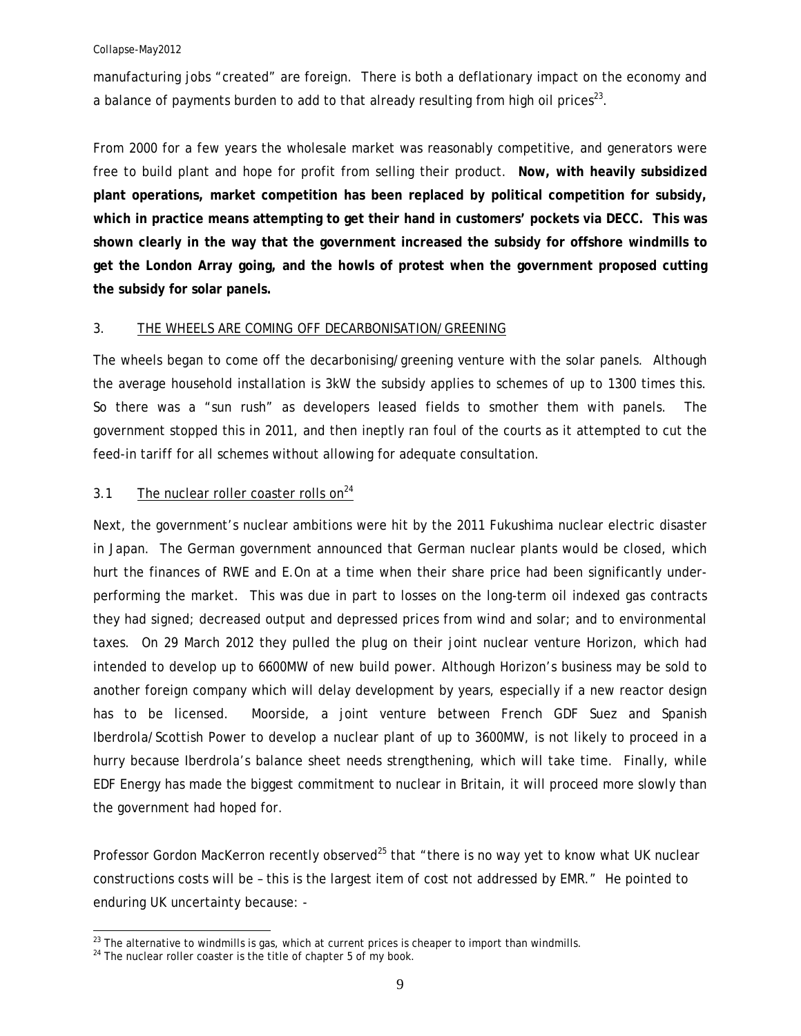manufacturing jobs "created" are foreign. There is both a deflationary impact on the economy and a balance of payments burden to add to that already resulting from high oil prices[23].

From 2000 for a few years the wholesale market was reasonably competitive, and generators were free to build plant and hope for profit from selling their product. **Now, with heavily subsidized plant operations, market competition has been replaced by political competition for subsidy, which in practice means attempting to get their hand in customers' pockets via DECC. This was shown clearly in the way that the government increased the subsidy for offshore windmills to get the London Array going, and the howls of protest when the government proposed cutting the subsidy for solar panels.**

## 3. THE WHEELS ARE COMING OFF DECARBONISATION/GREENING

The wheels began to come off the decarbonising/greening venture with the solar panels. Although the average household installation is 3kW the subsidy applies to schemes of up to 1300 times this. So there was a "sun rush" as developers leased fields to smother them with panels. The government stopped this in 2011, and then ineptly ran foul of the courts as it attempted to cut the feed-in tariff for all schemes without allowing for adequate consultation.

### 3.1 The nuclear roller coaster rolls on[24]

Next, the government's nuclear ambitions were hit by the 2011 Fukushima nuclear electric disaster in Japan. The German government announced that German nuclear plants would be closed, which hurt the finances of RWE and E.On at a time when their share price had been significantly under-performing the market. This was due in part to losses on the long-term oil indexed gas contracts they had signed; decreased output and depressed prices from wind and solar; and to environmental taxes. On 29 March 2012 they pulled the plug on their joint nuclear venture Horizon, which had intended to develop up to 6600MW of new build power. Although Horizon's business may be sold to another foreign company which will delay development by years, especially if a new reactor design has to be licensed. Moorside, a joint venture between French GDF Suez and Spanish Iberdrola/Scottish Power to develop a nuclear plant of up to 3600MW, is not likely to proceed in a hurry because Iberdrola's balance sheet needs strengthening, which will take time. Finally, while EDF Energy has made the biggest commitment to nuclear in Britain, it will proceed more slowly than the government had hoped for.

Professor Gordon MacKerron recently observed[25] that "there is no way yet to know what UK nuclear constructions costs will be – this is the largest item of cost not addressed by EMR." He pointed to enduring UK uncertainty because: -

[23] The alternative to windmills is gas, which at current prices is cheaper to import than windmills.

[24] The nuclear roller coaster is the title of chapter 5 of my book.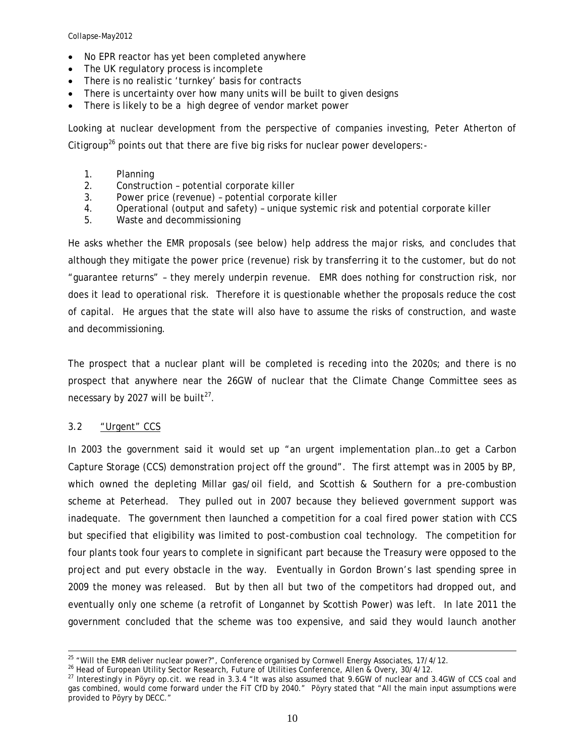- No EPR reactor has yet been completed anywhere
- The UK regulatory process is incomplete
- There is no realistic 'turnkey' basis for contracts
- There is uncertainty over how many units will be built to given designs
- There is likely to be a high degree of vendor market power

Looking at nuclear development from the perspective of companies investing, Peter Atherton of Citigroup[26] points out that there are five big risks for nuclear power developers:-

1. Planning
2. Construction – potential corporate killer
3. Power price (revenue) – potential corporate killer
4. Operational (output and safety) – unique systemic risk and potential corporate killer
5. Waste and decommissioning

He asks whether the EMR proposals (see below) help address the major risks, and concludes that although they mitigate the power price (revenue) risk by transferring it to the customer, but do not "guarantee returns" – they merely underpin revenue. EMR does nothing for construction risk, nor does it lead to operational risk. Therefore it is questionable whether the proposals reduce the cost of capital. He argues that the state will also have to assume the risks of construction, and waste and decommissioning.

The prospect that a nuclear plant will be completed is receding into the 2020s; and there is no prospect that anywhere near the 26GW of nuclear that the Climate Change Committee sees as necessary by 2027 will be built[27].

### 3.2 "Urgent" CCS

In 2003 the government said it would set up "an urgent implementation plan…to get a Carbon Capture Storage (CCS) demonstration project off the ground". The first attempt was in 2005 by BP, which owned the depleting Millar gas/oil field, and Scottish & Southern for a pre-combustion scheme at Peterhead. They pulled out in 2007 because they believed government support was inadequate. The government then launched a competition for a coal fired power station with CCS but specified that eligibility was limited to post-combustion coal technology. The competition for four plants took four years to complete in significant part because the Treasury were opposed to the project and put every obstacle in the way. Eventually in Gordon Brown's last spending spree in 2009 the money was released. But by then all but two of the competitors had dropped out, and eventually only one scheme (a retrofit of Longannet by Scottish Power) was left. In late 2011 the government concluded that the scheme was too expensive, and said they would launch another

---

[25] "Will the EMR deliver nuclear power?", Conference organised by Cornwell Energy Associates, 17/4/12.

[26] Head of European Utility Sector Research, Future of Utilities Conference, Allen & Overy, 30/4/12.

[27] Interestingly in Pöyry op.cit. we read in 3.3.4 "It was also assumed that 9.6GW of nuclear and 3.4GW of CCS coal and gas combined, would come forward under the FiT CfD by 2040." Pöyry stated that "All the main input assumptions were provided to Pöyry by DECC."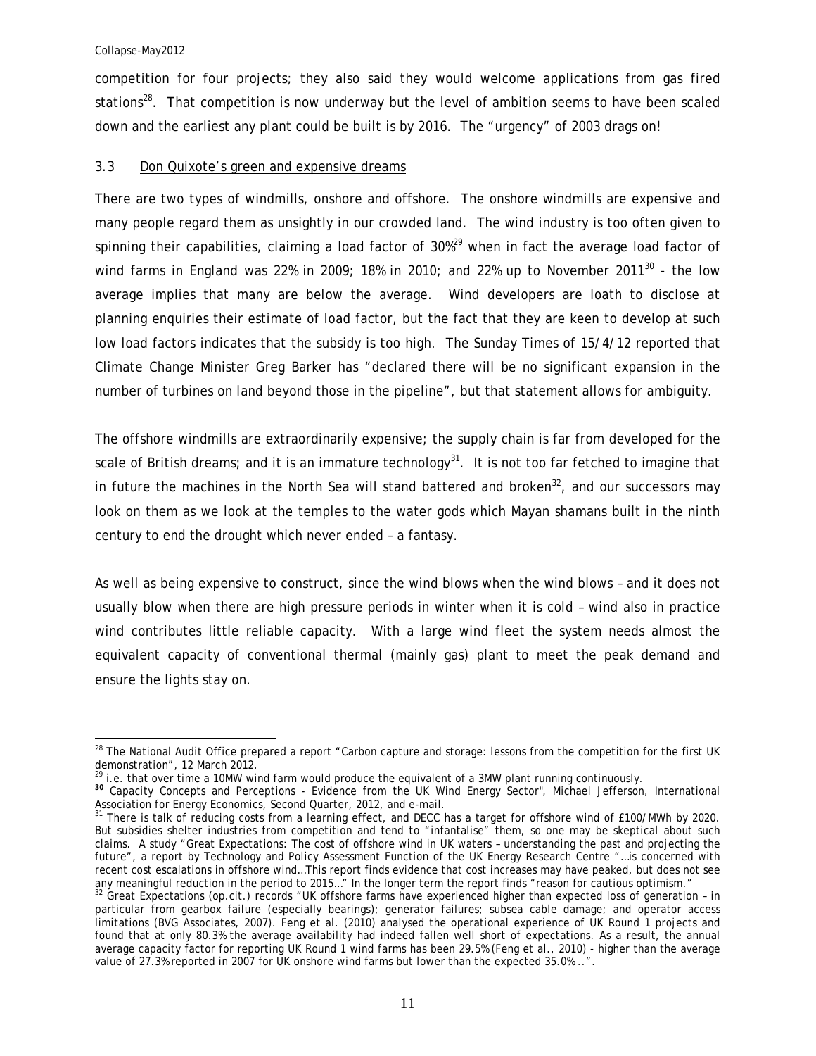competition for four projects; they also said they would welcome applications from gas fired stations[28]. That competition is now underway but the level of ambition seems to have been scaled down and the earliest any plant could be built is by 2016. The "urgency" of 2003 drags on!

### 3.3 Don Quixote's green and expensive dreams

There are two types of windmills, onshore and offshore. The onshore windmills are expensive and many people regard them as unsightly in our crowded land. The wind industry is too often given to spinning their capabilities, claiming a load factor of 30%[29] when in fact the average load factor of wind farms in England was 22% in 2009; 18% in 2010; and 22% up to November 2011[30] - the low average implies that many are below the average. Wind developers are loath to disclose at planning enquiries their estimate of load factor, but the fact that they are keen to develop at such low load factors indicates that the subsidy is too high. The Sunday Times of 15/4/12 reported that Climate Change Minister Greg Barker has "declared there will be no significant expansion in the number of turbines on land beyond those in the pipeline", but that statement allows for ambiguity.

The offshore windmills are extraordinarily expensive; the supply chain is far from developed for the scale of British dreams; and it is an immature technology[31]. It is not too far fetched to imagine that in future the machines in the North Sea will stand battered and broken[32], and our successors may look on them as we look at the temples to the water gods which Mayan shamans built in the ninth century to end the drought which never ended – a fantasy.

As well as being expensive to construct, since the wind blows when the wind blows – and it does not usually blow when there are high pressure periods in winter when it is cold – wind also in practice wind contributes little reliable capacity. With a large wind fleet the system needs almost the equivalent capacity of conventional thermal (mainly gas) plant to meet the peak demand and ensure the lights stay on.

---

[28] The National Audit Office prepared a report "Carbon capture and storage: lessons from the competition for the first UK demonstration", 12 March 2012.

[29] i.e. that over time a 10MW wind farm would produce the equivalent of a 3MW plant running continuously.

[30] Capacity Concepts and Perceptions - Evidence from the UK Wind Energy Sector", Michael Jefferson, International Association for Energy Economics, Second Quarter, 2012, and e-mail.

[31] There is talk of reducing costs from a learning effect, and DECC has a target for offshore wind of £100/MWh by 2020. But subsidies shelter industries from competition and tend to "infantalise" them, so one may be skeptical about such claims. A study "Great Expectations: The cost of offshore wind in UK waters – understanding the past and projecting the future", a report by Technology and Policy Assessment Function of the UK Energy Research Centre "…is concerned with recent cost escalations in offshore wind…This report finds evidence that cost increases may have peaked, but does not see any meaningful reduction in the period to 2015…" In the longer term the report finds "reason for cautious optimism."

[32] Great Expectations (op.cit.) records "UK offshore farms have experienced higher than expected loss of generation – in particular from gearbox failure (especially bearings); generator failures; subsea cable damage; and operator access limitations (BVG Associates, 2007). Feng et al. (2010) analysed the operational experience of UK Round 1 projects and found that at only 80.3% the average availability had indeed fallen well short of expectations. As a result, the annual average capacity factor for reporting UK Round 1 wind farms has been 29.5% (Feng et al., 2010) - higher than the average value of 27.3% reported in 2007 for UK onshore wind farms but lower than the expected 35.0%..".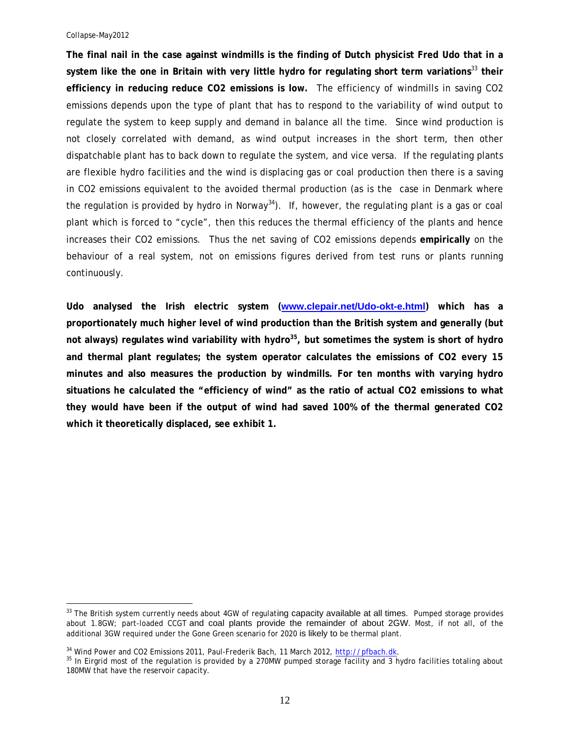**The final nail in the case against windmills is the finding of Dutch physicist Fred Udo that in a system like the one in Britain with very little hydro for regulating short term variations**[33] **their efficiency in reducing reduce $CO_2$ emissions is low.** The efficiency of windmills in saving $CO_2$ emissions depends upon the type of plant that has to respond to the variability of wind output to regulate the system to keep supply and demand in balance all the time. Since wind production is not closely correlated with demand, as wind output increases in the short term, then other dispatchable plant has to back down to regulate the system, and vice versa. If the regulating plants are flexible hydro facilities and the wind is displacing gas or coal production then there is a saving in $CO_2$ emissions equivalent to the avoided thermal production (as is the case in Denmark where the regulation is provided by hydro in Norway[34]). If, however, the regulating plant is a gas or coal plant which is forced to "cycle", then this reduces the thermal efficiency of the plants and hence increases their $CO_2$ emissions. Thus the net saving of $CO_2$ emissions depends **empirically** on the behaviour of a real system, not on emissions figures derived from test runs or plants running continuously.

**Udo analysed the Irish electric system ([www.clepair.net/Udo-okt-e.html](www.clepair.net/Udo-okt-e.html)) which has a proportionately much higher level of wind production than the British system and generally (but not always) regulates wind variability with hydro[35], but sometimes the system is short of hydro and thermal plant regulates; the system operator calculates the emissions of $CO_2$ every 15 minutes and also measures the production by windmills. For ten months with varying hydro situations he calculated the "efficiency of wind" as the ratio of actual $CO_2$ emissions to what they would have been if the output of wind had saved 100% of the thermal generated $CO_2$ which it theoretically displaced, see exhibit 1.**

---

[33] The British system currently needs about 4GW of regulating capacity available at all times. Pumped storage provides about 1.8GW; part-loaded CCGT and coal plants provide the remainder of about 2GW. Most, if not all, of the additional 3GW required under the Gone Green scenario for 2020 is likely to be thermal plant.

[34] Wind Power and CO2 Emissions 2011, Paul-Frederik Bach, 11 March 2012, [http://pfbach.dk](http://pfbach.dk).

[35] In Eirgrid most of the regulation is provided by a 270MW pumped storage facility and 3 hydro facilities totaling about 180MW that have the reservoir capacity.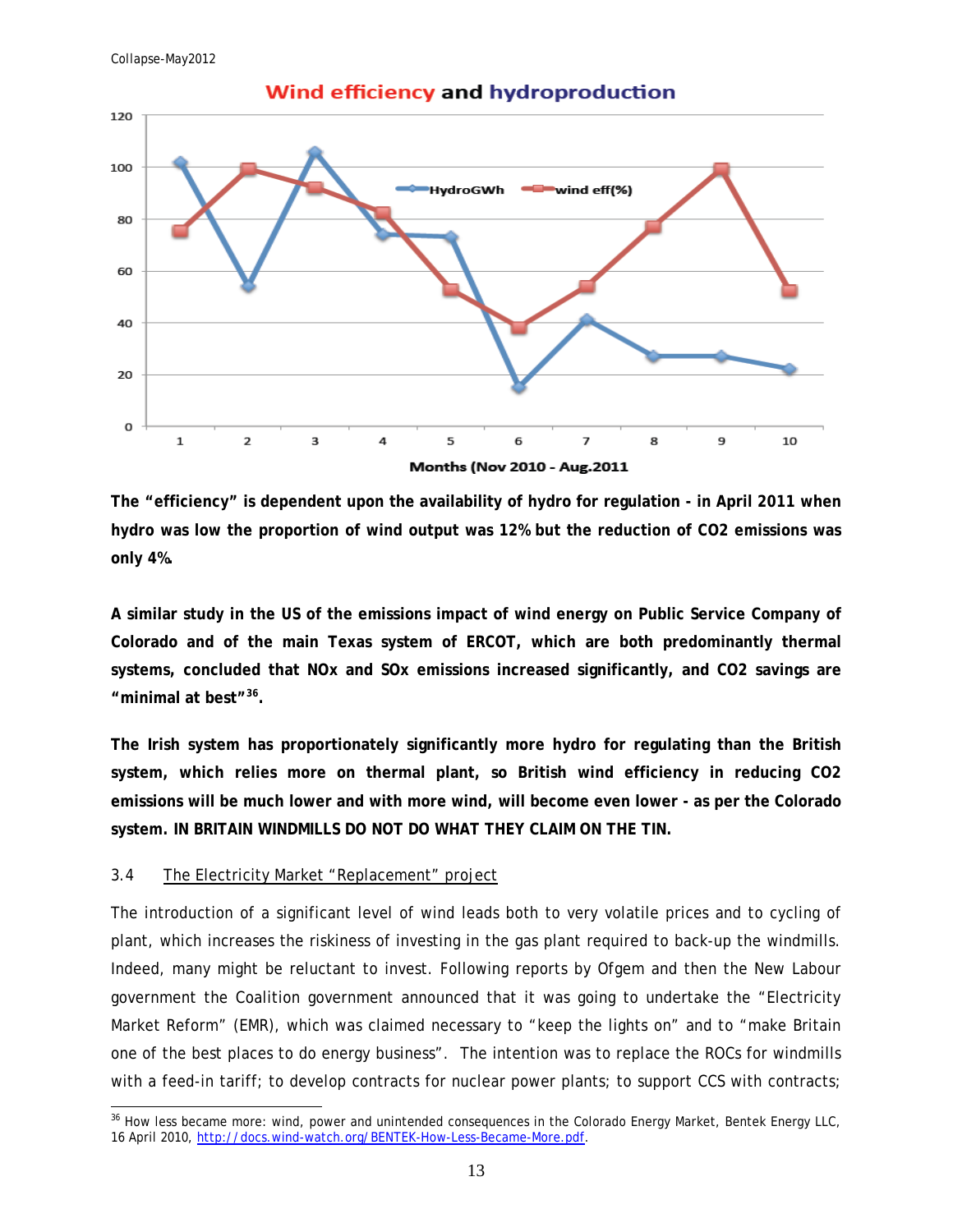Wind efficiency and hydroproduction

120
100
80
60
40
20
0

HydroGWh
wind eff(%)

1 2 3 4 5 6 7 8 9 10

Months (Nov 2010 - Aug.2011

**The "efficiency" is dependent upon the availability of hydro for regulation - in April 2011 when hydro was low the proportion of wind output was 12% but the reduction of CO2 emissions was only 4%.**

**A similar study in the US of the emissions impact of wind energy on Public Service Company of Colorado and of the main Texas system of ERCOT, which are both predominantly thermal systems, concluded that NOx and SOx emissions increased significantly, and CO2 savings are "minimal at best"[36].**

**The Irish system has proportionately significantly more hydro for regulating than the British system, which relies more on thermal plant, so British wind efficiency in reducing CO2 emissions will be much lower and with more wind, will become even lower - as per the Colorado system. IN BRITAIN WINDMILLS DO NOT DO WHAT THEY CLAIM ON THE TIN.**

### 3.4 The Electricity Market "Replacement" project

The introduction of a significant level of wind leads both to very volatile prices and to cycling of plant, which increases the riskiness of investing in the gas plant required to back-up the windmills. Indeed, many might be reluctant to invest. Following reports by Ofgem and then the New Labour government the Coalition government announced that it was going to undertake the "Electricity Market Reform" (EMR), which was claimed necessary to "keep the lights on" and to "make Britain one of the best places to do energy business". The intention was to replace the ROCs for windmills with a feed-in tariff; to develop contracts for nuclear power plants; to support CCS with contracts;

---

[36] How less became more: wind, power and unintended consequences in the Colorado Energy Market, Bentek Energy LLC, 16 April 2010, http://docs.wind-watch.org/BENTEK-How-Less-Became-More.pdf.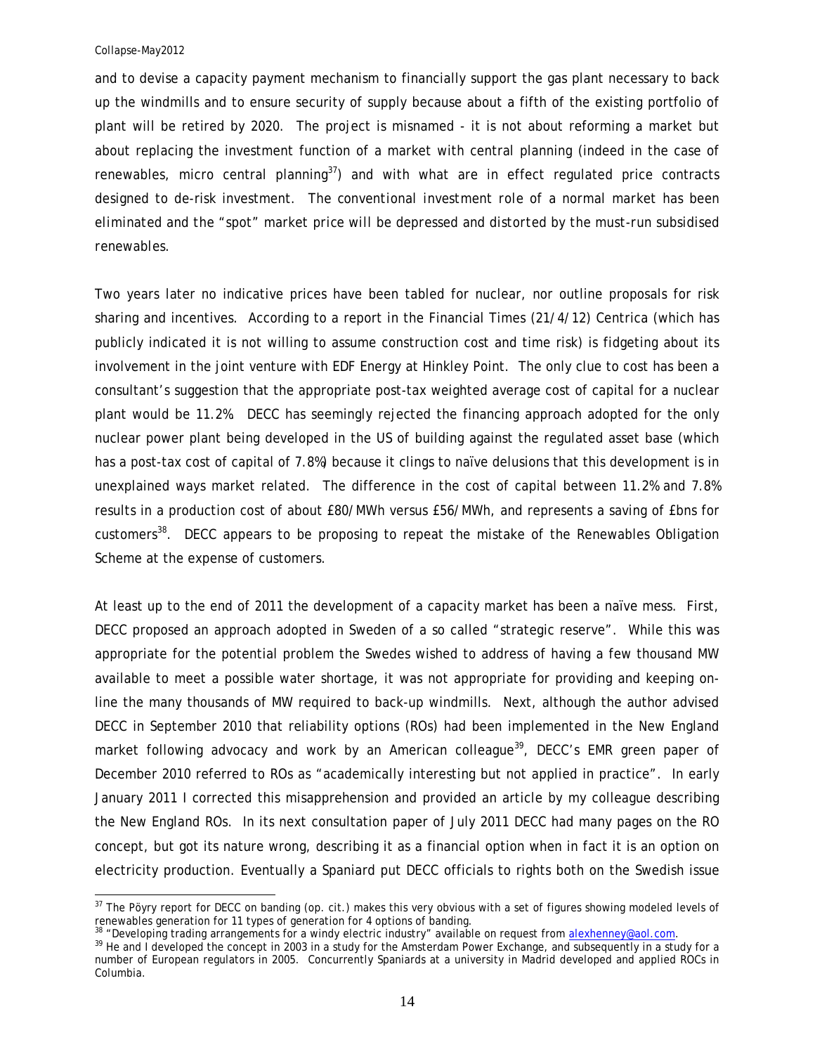and to devise a capacity payment mechanism to financially support the gas plant necessary to back up the windmills and to ensure security of supply because about a fifth of the existing portfolio of plant will be retired by 2020. The project is misnamed - it is not about reforming a market but about replacing the investment function of a market with central planning (indeed in the case of renewables, micro central planning[37]) and with what are in effect regulated price contracts designed to de-risk investment. The conventional investment role of a normal market has been eliminated and the "spot" market price will be depressed and distorted by the must-run subsidised renewables.

Two years later no indicative prices have been tabled for nuclear, nor outline proposals for risk sharing and incentives. According to a report in the Financial Times (21/4/12) Centrica (which has publicly indicated it is not willing to assume construction cost and time risk) is fidgeting about its involvement in the joint venture with EDF Energy at Hinkley Point. The only clue to cost has been a consultant's suggestion that the appropriate post-tax weighted average cost of capital for a nuclear plant would be 11.2%. DECC has seemingly rejected the financing approach adopted for the only nuclear power plant being developed in the US of building against the regulated asset base (which has a post-tax cost of capital of 7.8%) because it clings to naïve delusions that this development is in unexplained ways market related. The difference in the cost of capital between 11.2% and 7.8% results in a production cost of about £80/MWh versus £56/MWh, and represents a saving of £bns for customers[38]. DECC appears to be proposing to repeat the mistake of the Renewables Obligation Scheme at the expense of customers.

At least up to the end of 2011 the development of a capacity market has been a naïve mess. First, DECC proposed an approach adopted in Sweden of a so called "strategic reserve". While this was appropriate for the potential problem the Swedes wished to address of having a few thousand MW available to meet a possible water shortage, it was not appropriate for providing and keeping on-line the many thousands of MW required to back-up windmills. Next, although the author advised DECC in September 2010 that reliability options (ROs) had been implemented in the New England market following advocacy and work by an American colleague[39], DECC's EMR green paper of December 2010 referred to ROs as "academically interesting but not applied in practice". In early January 2011 I corrected this misapprehension and provided an article by my colleague describing the New England ROs. In its next consultation paper of July 2011 DECC had many pages on the RO concept, but got its nature wrong, describing it as a financial option when in fact it is an option on electricity production. Eventually a Spaniard put DECC officials to rights both on the Swedish issue

---

[37] The Pöyry report for DECC on banding (op. cit.) makes this very obvious with a set of figures showing modeled levels of renewables generation for 11 types of generation for 4 options of banding.

[38] "Developing trading arrangements for a windy electric industry" available on request from alexhenney@aol.com.

[39] He and I developed the concept in 2003 in a study for the Amsterdam Power Exchange, and subsequently in a study for a number of European regulators in 2005. Concurrently Spaniards at a university in Madrid developed and applied ROCs in Columbia.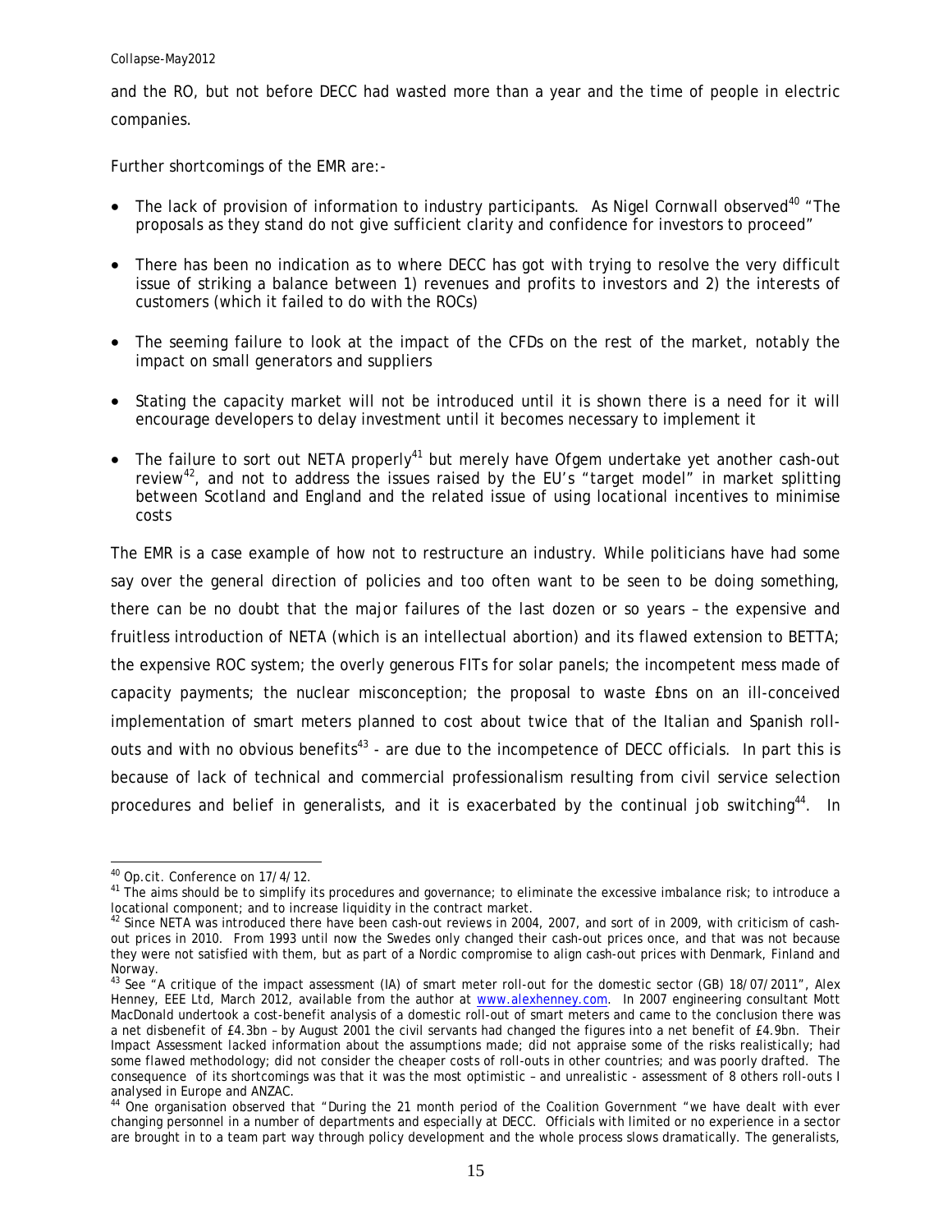and the RO, but not before DECC had wasted more than a year and the time of people in electric companies.

Further shortcomings of the EMR are:-

- The lack of provision of information to industry participants. As Nigel Cornwall observed[40] "The proposals as they stand do not give sufficient clarity and confidence for investors to proceed"
- There has been no indication as to where DECC has got with trying to resolve the very difficult issue of striking a balance between 1) revenues and profits to investors and 2) the interests of customers (which it failed to do with the ROCs)
- The seeming failure to look at the impact of the CFDs on the rest of the market, notably the impact on small generators and suppliers
- Stating the capacity market will not be introduced until it is shown there is a need for it will encourage developers to delay investment until it becomes necessary to implement it
- The failure to sort out NETA properly[41] but merely have Ofgem undertake yet another cash-out review[42], and not to address the issues raised by the EU's "target model" in market splitting between Scotland and England and the related issue of using locational incentives to minimise costs

The EMR is a case example of how not to restructure an industry. While politicians have had some say over the general direction of policies and too often want to be seen to be doing something, there can be no doubt that the major failures of the last dozen or so years – the expensive and fruitless introduction of NETA (which is an intellectual abortion) and its flawed extension to BETTA; the expensive ROC system; the overly generous FITs for solar panels; the incompetent mess made of capacity payments; the nuclear misconception; the proposal to waste £bns on an ill-conceived implementation of smart meters planned to cost about twice that of the Italian and Spanish roll-outs and with no obvious benefits[43] - are due to the incompetence of DECC officials. In part this is because of lack of technical and commercial professionalism resulting from civil service selection procedures and belief in generalists, and it is exacerbated by the continual job switching[44]. In

---

[40] Op.cit. Conference on 17/4/12.

[41] The aims should be to simplify its procedures and governance; to eliminate the excessive imbalance risk; to introduce a locational component; and to increase liquidity in the contract market.

[42] Since NETA was introduced there have been cash-out reviews in 2004, 2007, and sort of in 2009, with criticism of cash-out prices in 2010. From 1993 until now the Swedes only changed their cash-out prices once, and that was not because they were not satisfied with them, but as part of a Nordic compromise to align cash-out prices with Denmark, Finland and Norway.

[43] See "A critique of the impact assessment (IA) of smart meter roll-out for the domestic sector (GB) 18/07/2011", Alex Henney, EEE Ltd, March 2012, available from the author at www.alexhenney.com. In 2007 engineering consultant Mott MacDonald undertook a cost-benefit analysis of a domestic roll-out of smart meters and came to the conclusion there was a net disbenefit of £4.3bn – by August 2001 the civil servants had changed the figures into a net benefit of £4.9bn. Their Impact Assessment lacked information about the assumptions made; did not appraise some of the risks realistically; had some flawed methodology; did not consider the cheaper costs of roll-outs in other countries; and was poorly drafted. The consequence of its shortcomings was that it was the most optimistic – and unrealistic - assessment of 8 others roll-outs I analysed in Europe and ANZAC.

[44] One organisation observed that "During the 21 month period of the Coalition Government "we have dealt with ever changing personnel in a number of departments and especially at DECC. Officials with limited or no experience in a sector are brought in to a team part way through policy development and the whole process slows dramatically. The generalists,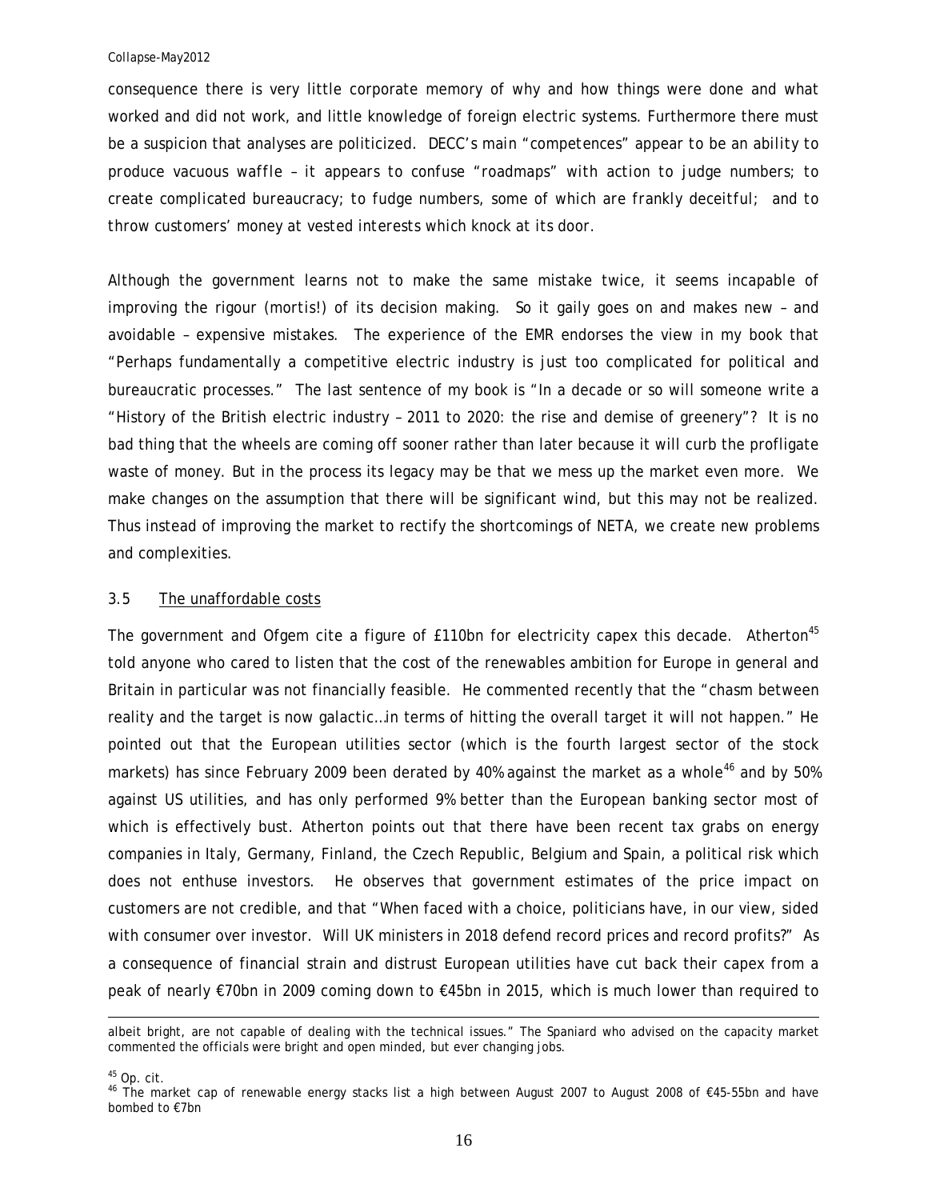consequence there is very little corporate memory of why and how things were done and what worked and did not work, and little knowledge of foreign electric systems. Furthermore there must be a suspicion that analyses are politicized. DECC's main "competences" appear to be an ability to produce vacuous waffle – it appears to confuse "roadmaps" with action to judge numbers; to create complicated bureaucracy; to fudge numbers, some of which are frankly deceitful; and to throw customers' money at vested interests which knock at its door.

Although the government learns not to make the same mistake twice, it seems incapable of improving the rigour (mortis!) of its decision making. So it gaily goes on and makes new – and avoidable – expensive mistakes. The experience of the EMR endorses the view in my book that "Perhaps fundamentally a competitive electric industry is just too complicated for political and bureaucratic processes." The last sentence of my book is "In a decade or so will someone write a "History of the British electric industry – 2011 to 2020: the rise and demise of greenery"? It is no bad thing that the wheels are coming off sooner rather than later because it will curb the profligate waste of money. But in the process its legacy may be that we mess up the market even more. We make changes on the assumption that there will be significant wind, but this may not be realized. Thus instead of improving the market to rectify the shortcomings of NETA, we create new problems and complexities.

### 3.5 The unaffordable costs

The government and Ofgem cite a figure of £110bn for electricity capex this decade. Atherton[45] told anyone who cared to listen that the cost of the renewables ambition for Europe in general and Britain in particular was not financially feasible. He commented recently that the "chasm between reality and the target is now galactic…in terms of hitting the overall target it will not happen." He pointed out that the European utilities sector (which is the fourth largest sector of the stock markets) has since February 2009 been derated by 40% against the market as a whole[46] and by 50% against US utilities, and has only performed 9% better than the European banking sector most of which is effectively bust. Atherton points out that there have been recent tax grabs on energy companies in Italy, Germany, Finland, the Czech Republic, Belgium and Spain, a political risk which does not enthuse investors. He observes that government estimates of the price impact on customers are not credible, and that "When faced with a choice, politicians have, in our view, sided with consumer over investor. Will UK ministers in 2018 defend record prices and record profits?" As a consequence of financial strain and distrust European utilities have cut back their capex from a peak of nearly €70bn in 2009 coming down to €45bn in 2015, which is much lower than required to

---

albeit bright, are not capable of dealing with the technical issues." The Spaniard who advised on the capacity market commented the officials were bright and open minded, but ever changing jobs.

[45] Op. cit.

[46] The market cap of renewable energy stacks list a high between August 2007 to August 2008 of €45-55bn and have bombed to €7bn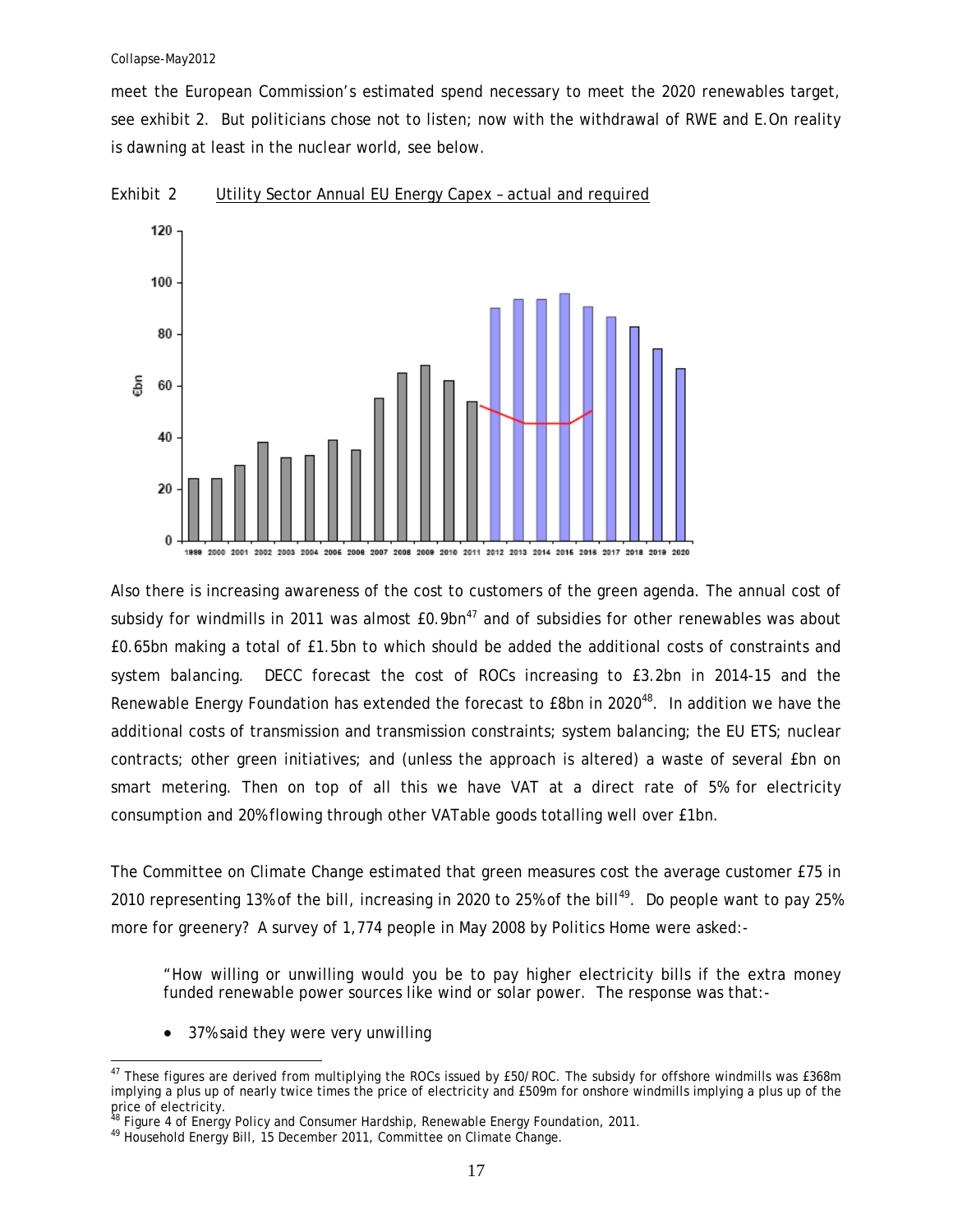meet the European Commission's estimated spend necessary to meet the 2020 renewables target, see exhibit 2. But politicians chose not to listen; now with the withdrawal of RWE and E.On reality is dawning at least in the nuclear world, see below.

Exhibit 2 Utility Sector Annual EU Energy Capex – actual and required

€bn

120
100
80
60
40
20
0

1999 2000 2001 2002 2003 2004 2005 2006 2007 2008 2009 2010 2011 2012 2013 2014 2015 2016 2017 2018 2019 2020

Also there is increasing awareness of the cost to customers of the green agenda. The annual cost of subsidy for windmills in 2011 was almost £0.9bn[47] and of subsidies for other renewables was about £0.65bn making a total of £1.5bn to which should be added the additional costs of constraints and system balancing. DECC forecast the cost of ROCs increasing to £3.2bn in 2014-15 and the Renewable Energy Foundation has extended the forecast to £8bn in 2020[48]. In addition we have the additional costs of transmission and transmission constraints; system balancing; the EU ETS; nuclear contracts; other green initiatives; and (unless the approach is altered) a waste of several £bn on smart metering. Then on top of all this we have VAT at a direct rate of 5% for electricity consumption and 20% flowing through other VATable goods totalling well over £1bn.

The Committee on Climate Change estimated that green measures cost the average customer £75 in 2010 representing 13% of the bill, increasing in 2020 to 25% of the bill[49]. Do people want to pay 25% more for greenery? A survey of 1,774 people in May 2008 by Politics Home were asked:-

> "How willing or unwilling would you be to pay higher electricity bills if the extra money funded renewable power sources like wind or solar power. The response was that:-

- 37% said they were very unwilling

---

[47] These figures are derived from multiplying the ROCs issued by £50/ROC. The subsidy for offshore windmills was £368m implying a plus up of nearly twice times the price of electricity and £509m for onshore windmills implying a plus up of the price of electricity.

[48] Figure 4 of Energy Policy and Consumer Hardship, Renewable Energy Foundation, 2011.

[49] Household Energy Bill, 15 December 2011, Committee on Climate Change.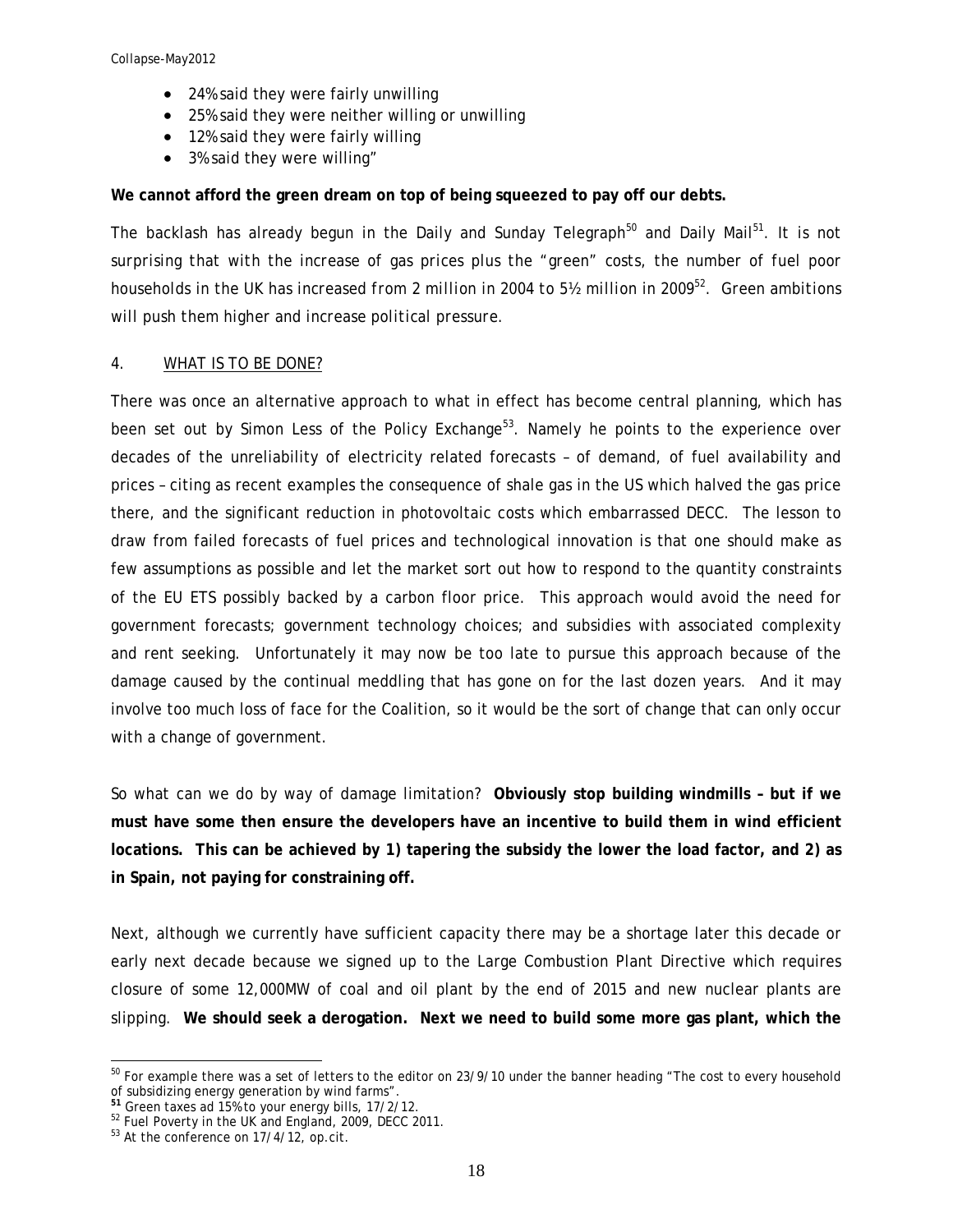- 24% said they were fairly unwilling
- 25% said they were neither willing or unwilling
- 12% said they were fairly willing
- 3% said they were willing"

**We cannot afford the green dream on top of being squeezed to pay off our debts.**

The backlash has already begun in the Daily and Sunday Telegraph[50] and Daily Mail[51]. It is not surprising that with the increase of gas prices plus the "green" costs, the number of fuel poor households in the UK has increased from 2 million in 2004 to 5½ million in 2009[52]. Green ambitions will push them higher and increase political pressure.

## 4. WHAT IS TO BE DONE?

There was once an alternative approach to what in effect has become central planning, which has been set out by Simon Less of the Policy Exchange[53]. Namely he points to the experience over decades of the unreliability of electricity related forecasts – of demand, of fuel availability and prices – citing as recent examples the consequence of shale gas in the US which halved the gas price there, and the significant reduction in photovoltaic costs which embarrassed DECC. The lesson to draw from failed forecasts of fuel prices and technological innovation is that one should make as few assumptions as possible and let the market sort out how to respond to the quantity constraints of the EU ETS possibly backed by a carbon floor price. This approach would avoid the need for government forecasts; government technology choices; and subsidies with associated complexity and rent seeking. Unfortunately it may now be too late to pursue this approach because of the damage caused by the continual meddling that has gone on for the last dozen years. And it may involve too much loss of face for the Coalition, so it would be the sort of change that can only occur with a change of government.

So what can we do by way of damage limitation? **Obviously stop building windmills – but if we must have some then ensure the developers have an incentive to build them in wind efficient locations. This can be achieved by 1) tapering the subsidy the lower the load factor, and 2) as in Spain, not paying for constraining off.**

Next, although we currently have sufficient capacity there may be a shortage later this decade or early next decade because we signed up to the Large Combustion Plant Directive which requires closure of some 12,000MW of coal and oil plant by the end of 2015 and new nuclear plants are slipping. **We should seek a derogation. Next we need to build some more gas plant, which the**

---

[50] For example there was a set of letters to the editor on 23/9/10 under the banner heading "The cost to every household of subsidizing energy generation by wind farms".

[51] Green taxes ad 15% to your energy bills, 17/2/12.

[52] Fuel Poverty in the UK and England, 2009, DECC 2011.

[53] At the conference on 17/4/12, op.cit.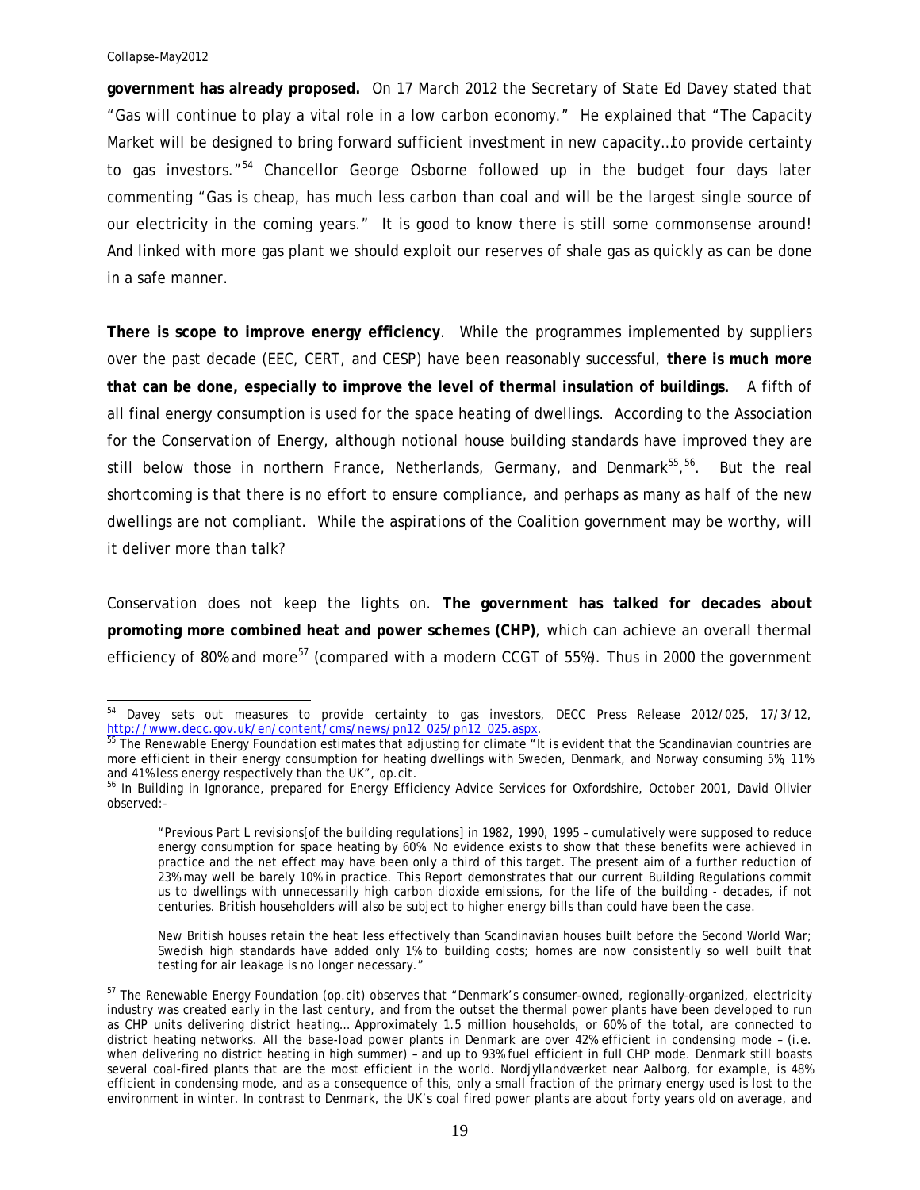**government has already proposed.** On 17 March 2012 the Secretary of State Ed Davey stated that "Gas will continue to play a vital role in a low carbon economy." He explained that "The Capacity Market will be designed to bring forward sufficient investment in new capacity…to provide certainty to gas investors."[54] Chancellor George Osborne followed up in the budget four days later commenting "Gas is cheap, has much less carbon than coal and will be the largest single source of our electricity in the coming years." It is good to know there is still some commonsense around! And linked with more gas plant we should exploit our reserves of shale gas as quickly as can be done in a safe manner.

**There is scope to improve energy efficiency**. While the programmes implemented by suppliers over the past decade (EEC, CERT, and CESP) have been reasonably successful, **there is much more that can be done, especially to improve the level of thermal insulation of buildings.** A fifth of all final energy consumption is used for the space heating of dwellings. According to the Association for the Conservation of Energy, although notional house building standards have improved they are still below those in northern France, Netherlands, Germany, and Denmark[55],[56]. But the real shortcoming is that there is no effort to ensure compliance, and perhaps as many as half of the new dwellings are not compliant. While the aspirations of the Coalition government may be worthy, will it deliver more than talk?

Conservation does not keep the lights on. **The government has talked for decades about promoting more combined heat and power schemes (CHP)**, which can achieve an overall thermal efficiency of 80% and more[57] (compared with a modern CCGT of 55%). Thus in 2000 the government

---

[54] Davey sets out measures to provide certainty to gas investors, DECC Press Release 2012/025, 17/3/12, http://www.decc.gov.uk/en/content/cms/news/pn12_025/pn12_025.aspx.

[55] The Renewable Energy Foundation estimates that adjusting for climate "It is evident that the Scandinavian countries are more efficient in their energy consumption for heating dwellings with Sweden, Denmark, and Norway consuming 5%, 11% and 41% less energy respectively than the UK", op.cit.

[56] In Building in Ignorance, prepared for Energy Efficiency Advice Services for Oxfordshire, October 2001, David Olivier observed:-

> "Previous Part L revisions[of the building regulations] in 1982, 1990, 1995 – cumulatively were supposed to reduce energy consumption for space heating by 60%. No evidence exists to show that these benefits were achieved in practice and the net effect may have been only a third of this target. The present aim of a further reduction of 23% may well be barely 10% in practice. This Report demonstrates that our current Building Regulations commit us to dwellings with unnecessarily high carbon dioxide emissions, for the life of the building - decades, if not centuries. British householders will also be subject to higher energy bills than could have been the case.
>
> New British houses retain the heat less effectively than Scandinavian houses built before the Second World War; Swedish high standards have added only 1% to building costs; homes are now consistently so well built that testing for air leakage is no longer necessary."

[57] The Renewable Energy Foundation (op.cit) observes that "Denmark's consumer-owned, regionally-organized, electricity industry was created early in the last century, and from the outset the thermal power plants have been developed to run as CHP units delivering district heating… Approximately 1.5 million households, or 60% of the total, are connected to district heating networks. All the base-load power plants in Denmark are over 42% efficient in condensing mode – (i.e. when delivering no district heating in high summer) – and up to 93% fuel efficient in full CHP mode. Denmark still boasts several coal-fired plants that are the most efficient in the world. Nordjyllandværket near Aalborg, for example, is 48% efficient in condensing mode, and as a consequence of this, only a small fraction of the primary energy used is lost to the environment in winter. In contrast to Denmark, the UK's coal fired power plants are about forty years old on average, and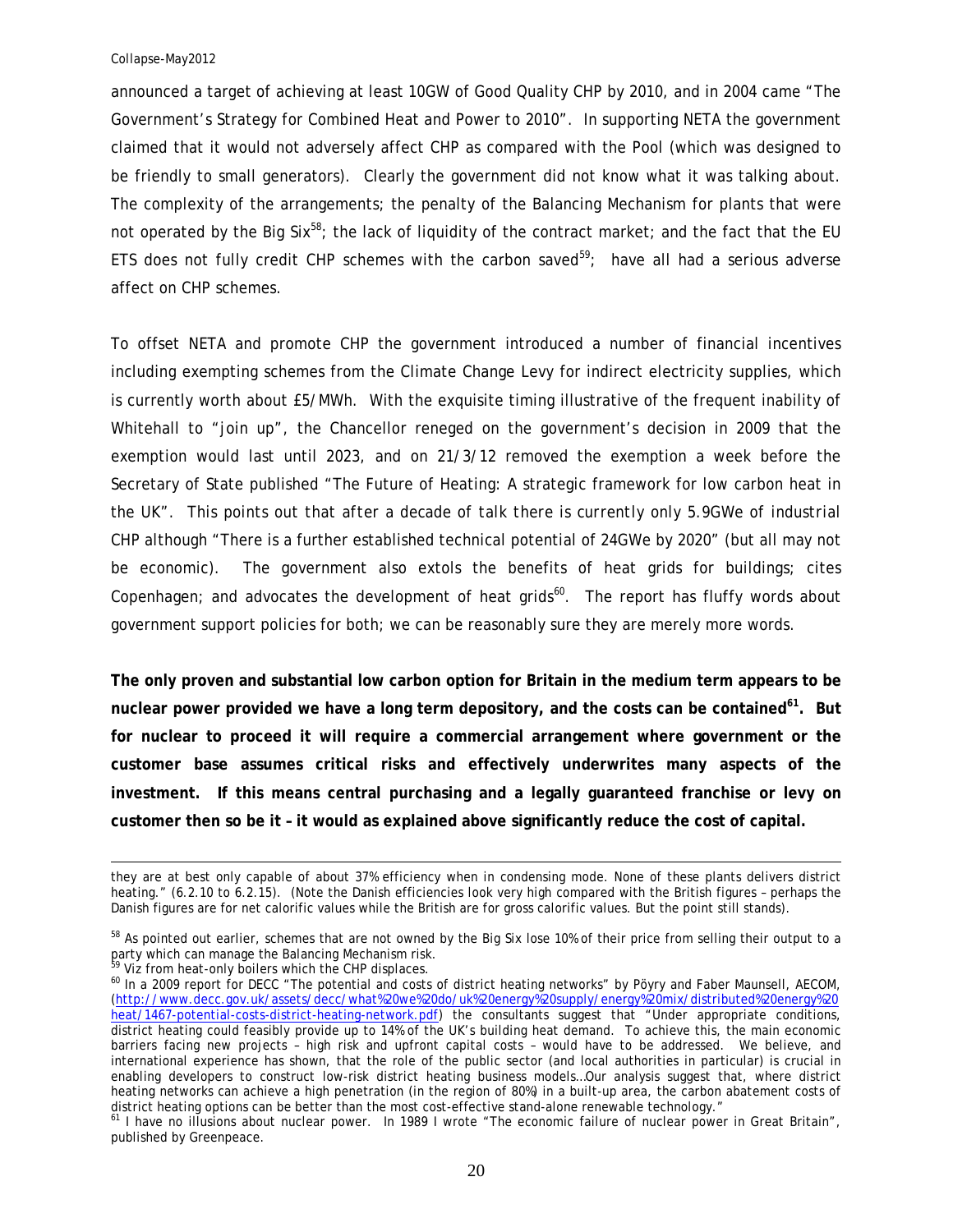announced a target of achieving at least 10GW of Good Quality CHP by 2010, and in 2004 came "The Government's Strategy for Combined Heat and Power to 2010". In supporting NETA the government claimed that it would not adversely affect CHP as compared with the Pool (which was designed to be friendly to small generators). Clearly the government did not know what it was talking about. The complexity of the arrangements; the penalty of the Balancing Mechanism for plants that were not operated by the Big Six[58]; the lack of liquidity of the contract market; and the fact that the EU ETS does not fully credit CHP schemes with the carbon saved[59]; have all had a serious adverse affect on CHP schemes.

To offset NETA and promote CHP the government introduced a number of financial incentives including exempting schemes from the Climate Change Levy for indirect electricity supplies, which is currently worth about £5/MWh. With the exquisite timing illustrative of the frequent inability of Whitehall to "join up", the Chancellor reneged on the government's decision in 2009 that the exemption would last until 2023, and on 21/3/12 removed the exemption a week before the Secretary of State published "The Future of Heating: A strategic framework for low carbon heat in the UK". This points out that after a decade of talk there is currently only 5.9GWe of industrial CHP although "There is a further established technical potential of 24GWe by 2020" (but all may not be economic). The government also extols the benefits of heat grids for buildings; cites Copenhagen; and advocates the development of heat grids[60]. The report has fluffy words about government support policies for both; we can be reasonably sure they are merely more words.

**The only proven and substantial low carbon option for Britain in the medium term appears to be nuclear power provided we have a long term depository, and the costs can be contained[61]. But for nuclear to proceed it will require a commercial arrangement where government or the customer base assumes critical risks and effectively underwrites many aspects of the investment. If this means central purchasing and a legally guaranteed franchise or levy on customer then so be it – it would as explained above significantly reduce the cost of capital.**

---

they are at best only capable of about 37% efficiency when in condensing mode. None of these plants delivers district heating." (6.2.10 to 6.2.15). (Note the Danish efficiencies look very high compared with the British figures – perhaps the Danish figures are for net calorific values while the British are for gross calorific values. But the point still stands).

[58] As pointed out earlier, schemes that are not owned by the Big Six lose 10% of their price from selling their output to a party which can manage the Balancing Mechanism risk.

[59] Viz from heat-only boilers which the CHP displaces.

[60] In a 2009 report for DECC "The potential and costs of district heating networks" by Pöyry and Faber Maunsell, AECOM, (http://www.decc.gov.uk/assets/decc/what%20we%20do/uk%20energy%20supply/energy%20mix/distributed%20energy%20heat/1467-potential-costs-district-heating-network.pdf) the consultants suggest that "Under appropriate conditions, district heating could feasibly provide up to 14% of the UK's building heat demand. To achieve this, the main economic barriers facing new projects – high risk and upfront capital costs – would have to be addressed. We believe, and international experience has shown, that the role of the public sector (and local authorities in particular) is crucial in enabling developers to construct low-risk district heating business models…Our analysis suggest that, where district heating networks can achieve a high penetration (in the region of 80%) in a built-up area, the carbon abatement costs of district heating options can be better than the most cost-effective stand-alone renewable technology."

[61] I have no illusions about nuclear power. In 1989 I wrote "The economic failure of nuclear power in Great Britain", published by Greenpeace.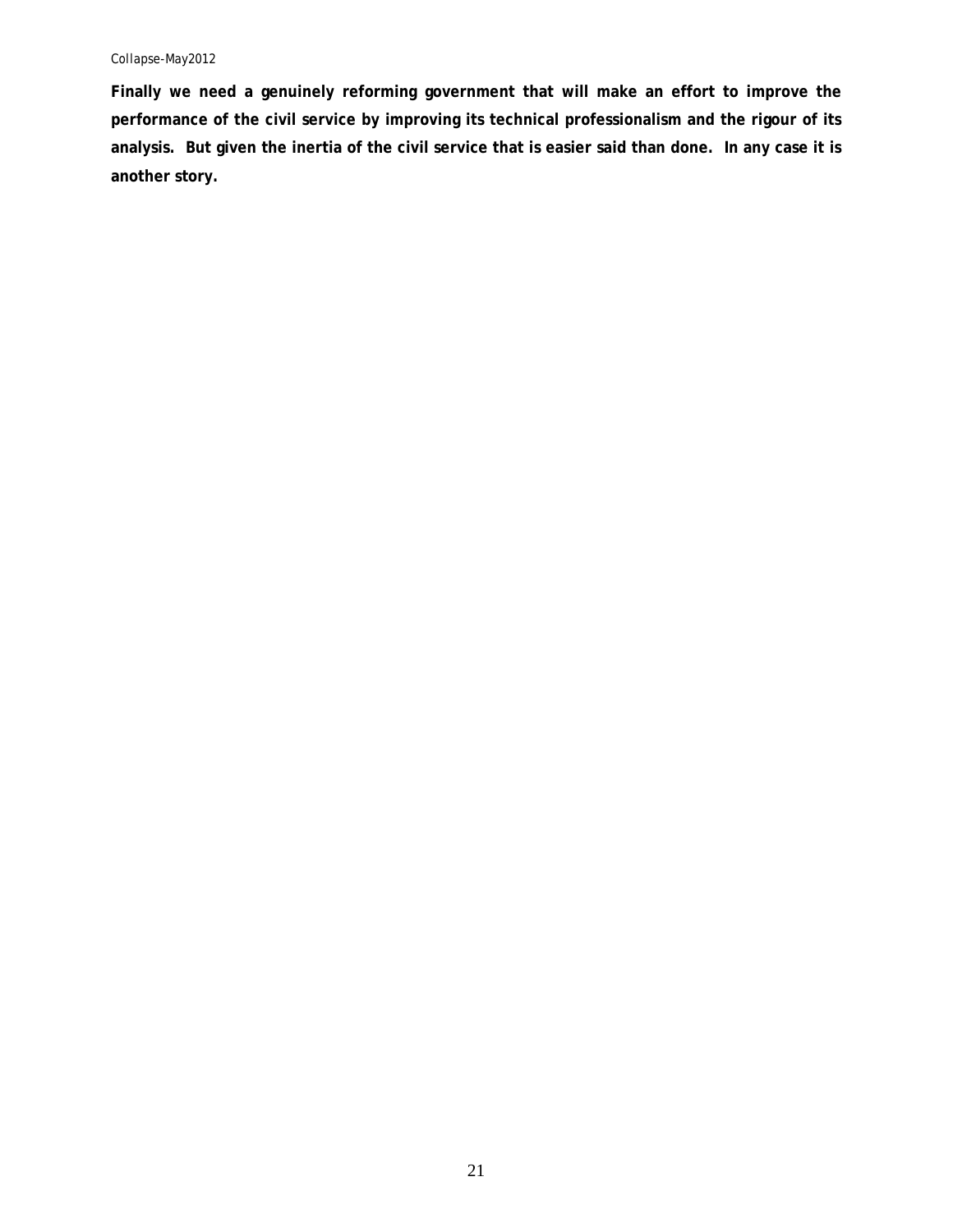**Finally we need a genuinely reforming government that will make an effort to improve the performance of the civil service by improving its technical professionalism and the rigour of its analysis. But given the inertia of the civil service that is easier said than done. In any case it is another story.**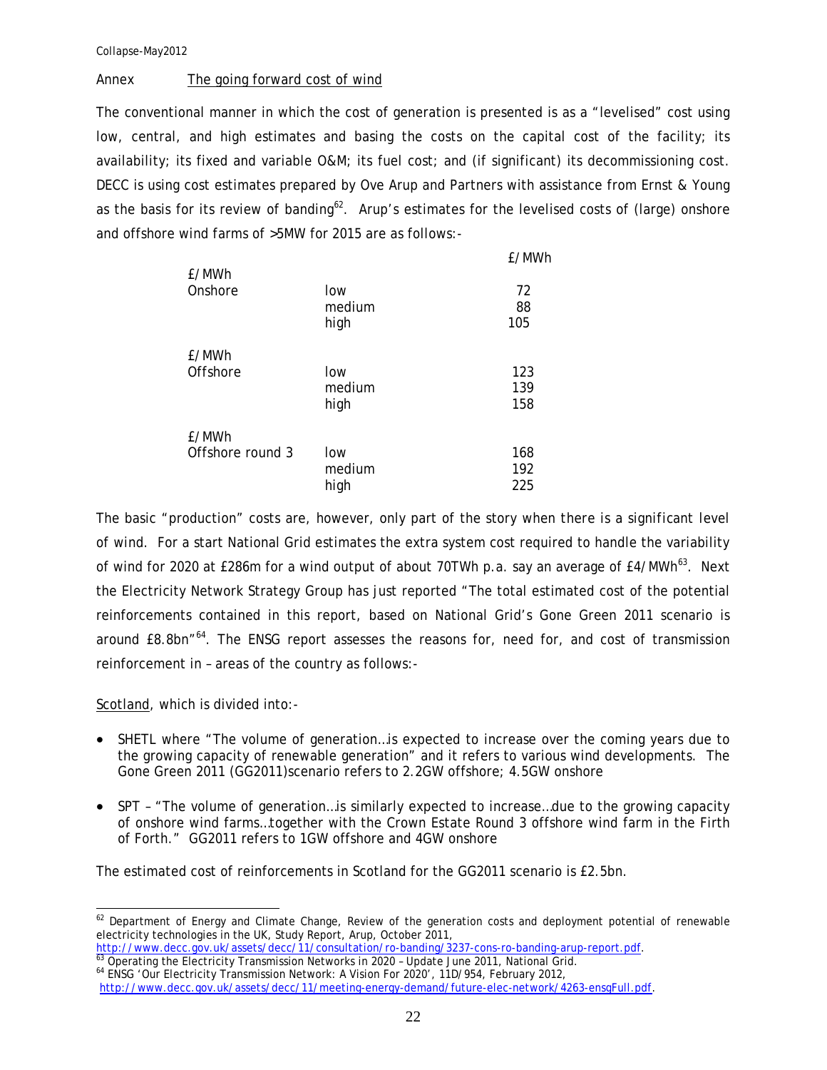Annex The going forward cost of wind

The conventional manner in which the cost of generation is presented is as a "levelised" cost using low, central, and high estimates and basing the costs on the capital cost of the facility; its availability; its fixed and variable O&M; its fuel cost; and (if significant) its decommissioning cost. DECC is using cost estimates prepared by Ove Arup and Partners with assistance from Ernst & Young as the basis for its review of banding[62]. Arup's estimates for the levelised costs of (large) onshore and offshore wind farms of >5MW for 2015 are as follows:-

| | | £/MWh |
|---|---|---|
| £/MWh | | |
| Onshore | low | 72 |
| | medium | 88 |
| | high | 105 |
| £/MWh | | |
| Offshore | low | 123 |
| | medium | 139 |
| | high | 158 |
| £/MWh | | |
| Offshore round 3 | low | 168 |
| | medium | 192 |
| | high | 225 |

The basic "production" costs are, however, only part of the story when there is a significant level of wind. For a start National Grid estimates the extra system cost required to handle the variability of wind for 2020 at £286m for a wind output of about 70TWh p.a. say an average of £4/MWh[63]. Next the Electricity Network Strategy Group has just reported "The total estimated cost of the potential reinforcements contained in this report, based on National Grid's Gone Green 2011 scenario is around £8.8bn"[64]. The ENSG report assesses the reasons for, need for, and cost of transmission reinforcement in – areas of the country as follows:-

Scotland, which is divided into:-

- SHETL where "The volume of generation…is expected to increase over the coming years due to the growing capacity of renewable generation" and it refers to various wind developments. The Gone Green 2011 (GG2011)scenario refers to 2.2GW offshore; 4.5GW onshore
- SPT – "The volume of generation…is similarly expected to increase…due to the growing capacity of onshore wind farms…together with the Crown Estate Round 3 offshore wind farm in the Firth of Forth." GG2011 refers to 1GW offshore and 4GW onshore

The estimated cost of reinforcements in Scotland for the GG2011 scenario is £2.5bn.

[62] Department of Energy and Climate Change, Review of the generation costs and deployment potential of renewable electricity technologies in the UK, Study Report, Arup, October 2011, http://www.decc.gov.uk/assets/decc/11/consultation/ro-banding/3237-cons-ro-banding-arup-report.pdf.

[63] Operating the Electricity Transmission Networks in 2020 – Update June 2011, National Grid.

[64] ENSG 'Our Electricity Transmission Network: A Vision For 2020', 11D/954, February 2012, http://www.decc.gov.uk/assets/decc/11/meeting-energy-demand/future-elec-network/4263-ensgFull.pdf.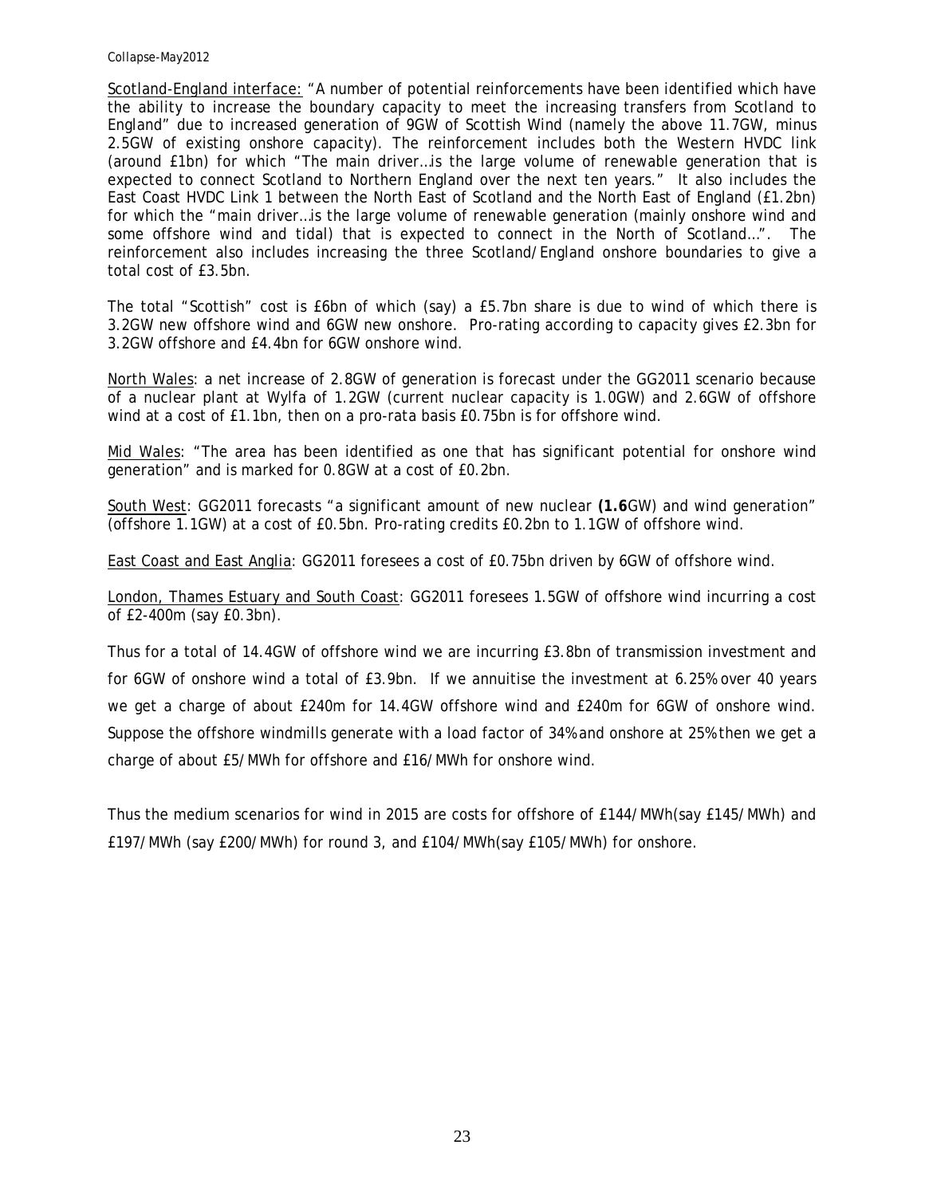Scotland-England interface: "A number of potential reinforcements have been identified which have the ability to increase the boundary capacity to meet the increasing transfers from Scotland to England" due to increased generation of 9GW of Scottish Wind (namely the above 11.7GW, minus 2.5GW of existing onshore capacity). The reinforcement includes both the Western HVDC link (around £1bn) for which "The main driver…is the large volume of renewable generation that is expected to connect Scotland to Northern England over the next ten years." It also includes the East Coast HVDC Link 1 between the North East of Scotland and the North East of England (£1.2bn) for which the "main driver…is the large volume of renewable generation (mainly onshore wind and some offshore wind and tidal) that is expected to connect in the North of Scotland…". The reinforcement also includes increasing the three Scotland/England onshore boundaries to give a total cost of £3.5bn.

The total "Scottish" cost is £6bn of which (say) a £5.7bn share is due to wind of which there is 3.2GW new offshore wind and 6GW new onshore. Pro-rating according to capacity gives £2.3bn for 3.2GW offshore and £4.4bn for 6GW onshore wind.

North Wales: a net increase of 2.8GW of generation is forecast under the GG2011 scenario because of a nuclear plant at Wylfa of 1.2GW (current nuclear capacity is 1.0GW) and 2.6GW of offshore wind at a cost of £1.1bn, then on a pro-rata basis £0.75bn is for offshore wind.

Mid Wales: "The area has been identified as one that has significant potential for onshore wind generation" and is marked for 0.8GW at a cost of £0.2bn.

South West: GG2011 forecasts "a significant amount of new nuclear **(1.6**GW) and wind generation" (offshore 1.1GW) at a cost of £0.5bn. Pro-rating credits £0.2bn to 1.1GW of offshore wind.

East Coast and East Anglia: GG2011 foresees a cost of £0.75bn driven by 6GW of offshore wind.

London, Thames Estuary and South Coast: GG2011 foresees 1.5GW of offshore wind incurring a cost of £2-400m (say £0.3bn).

Thus for a total of 14.4GW of offshore wind we are incurring £3.8bn of transmission investment and for 6GW of onshore wind a total of £3.9bn. If we annuitise the investment at 6.25% over 40 years we get a charge of about £240m for 14.4GW offshore wind and £240m for 6GW of onshore wind. Suppose the offshore windmills generate with a load factor of 34% and onshore at 25% then we get a charge of about £5/MWh for offshore and £16/MWh for onshore wind.

Thus the medium scenarios for wind in 2015 are costs for offshore of £144/MWh(say £145/MWh) and £197/MWh (say £200/MWh) for round 3, and £104/MWh(say £105/MWh) for onshore.